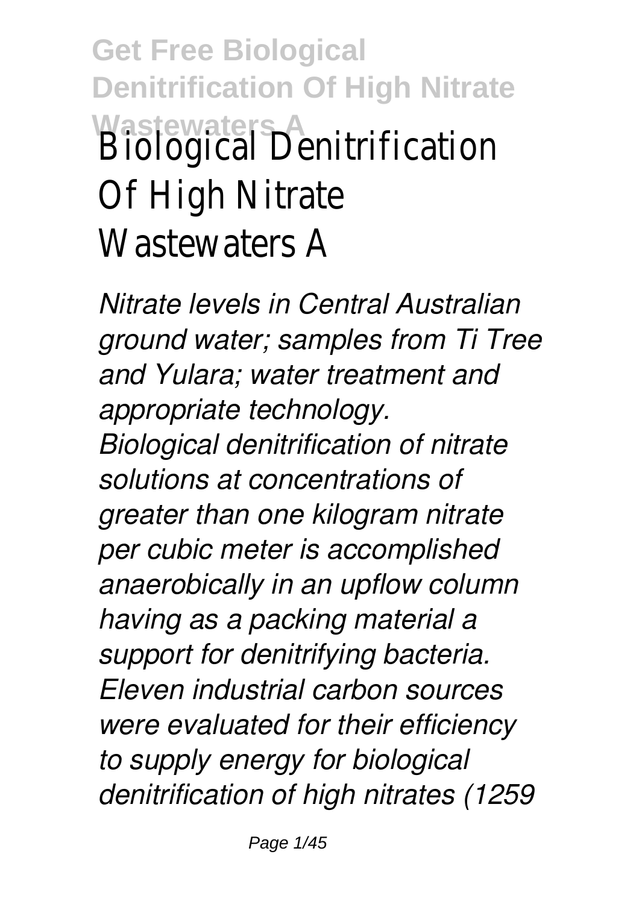# Biological Denitrification Of High Nitrate Wastewaters A

*Nitrate levels in Central Australian ground water; samples from Ti Tree and Yulara; water treatment and appropriate technology. Biological denitrification of nitrate solutions at concentrations of greater than one kilogram nitrate per cubic meter is accomplished anaerobically in an upflow column having as a packing material a support for denitrifying bacteria. Eleven industrial carbon sources were evaluated for their efficiency to supply energy for biological denitrification of high nitrates (1259*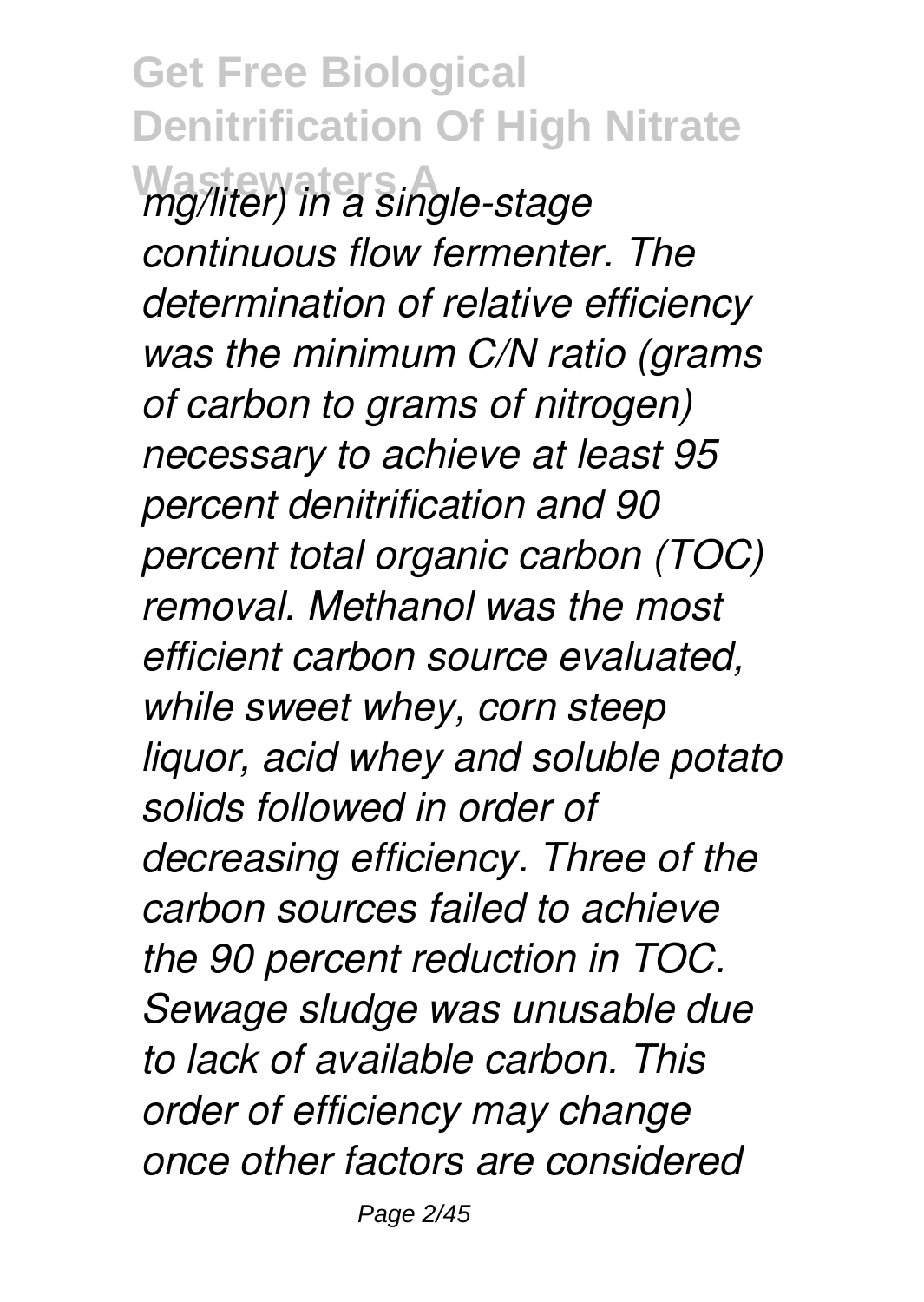*mg/liter) in a single-stage continuous flow fermenter. The determination of relative efficiency was the minimum C/N ratio (grams of carbon to grams of nitrogen) necessary to achieve at least 95 percent denitrification and 90 percent total organic carbon (TOC) removal. Methanol was the most efficient carbon source evaluated, while sweet whey, corn steep liquor, acid whey and soluble potato solids followed in order of decreasing efficiency. Three of the carbon sources failed to achieve the 90 percent reduction in TOC. Sewage sludge was unusable due to lack of available carbon. This order of efficiency may change once other factors are considered*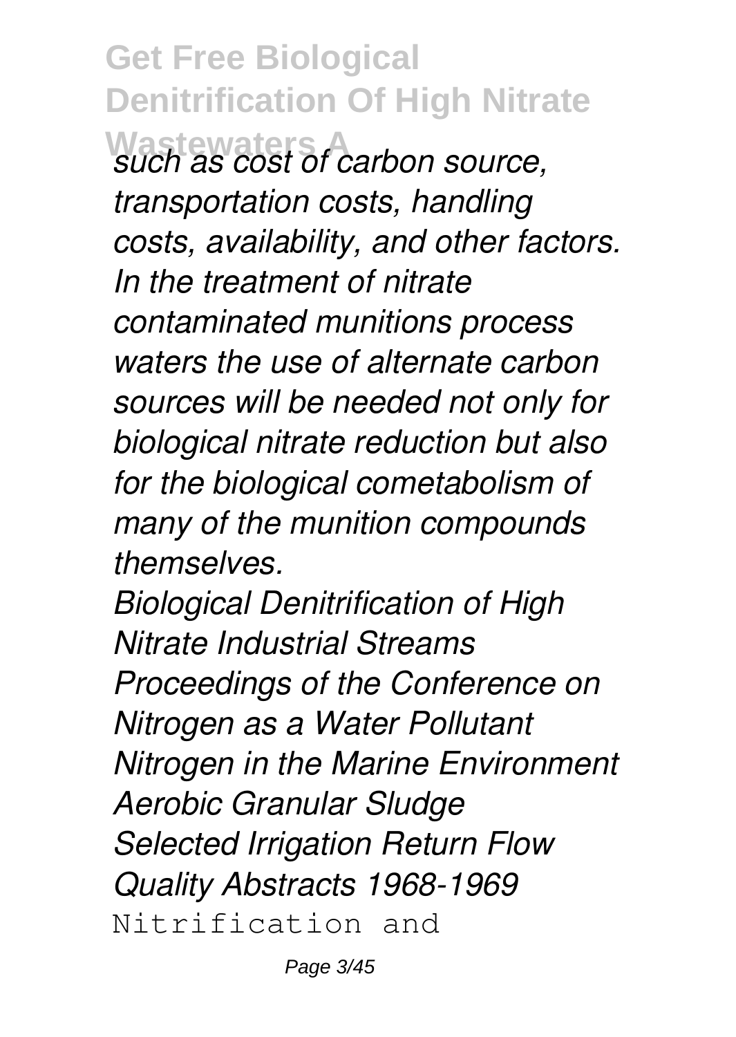*such as cost of carbon source, transportation costs, handling costs, availability, and other factors. In the treatment of nitrate contaminated munitions process waters the use of alternate carbon sources will be needed not only for biological nitrate reduction but also for the biological cometabolism of many of the munition compounds themselves.*

*Biological Denitrification of High Nitrate Industrial Streams*

*Proceedings of the Conference on Nitrogen as a Water Pollutant*

*Nitrogen in the Marine Environment*

*Aerobic Granular Sludge*

*Selected Irrigation Return Flow Quality Abstracts 1968-1969*

Nitrification and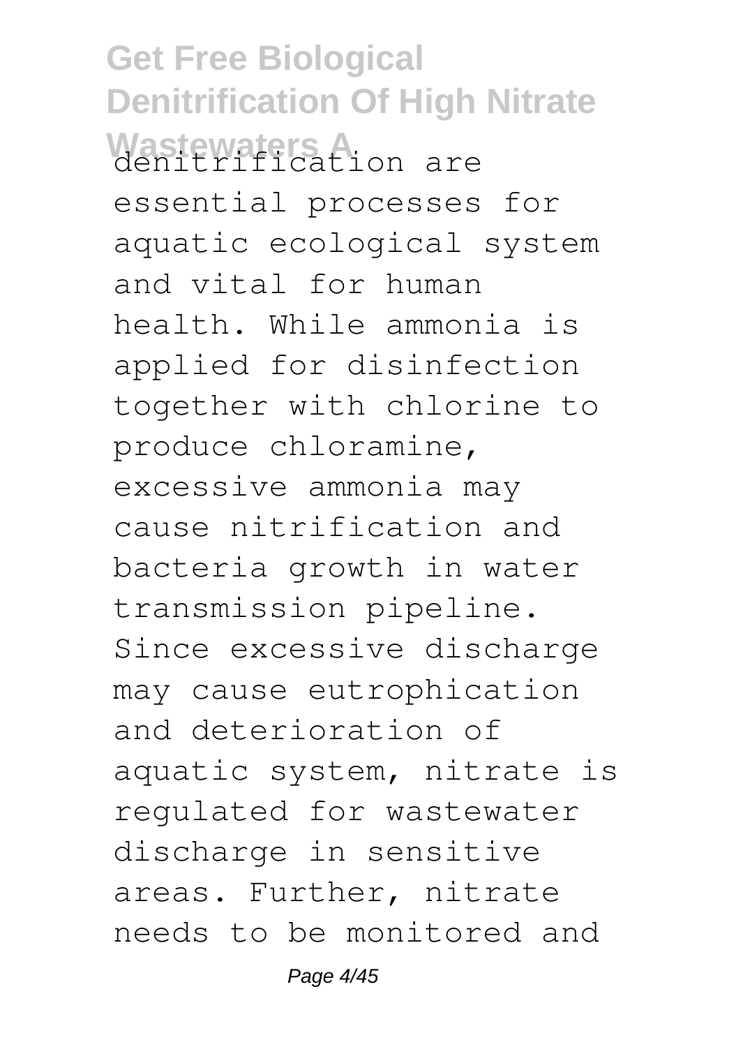denitrification are essential processes for aquatic ecological system and vital for human health. While ammonia is applied for disinfection together with chlorine to produce chloramine, excessive ammonia may cause nitrification and bacteria growth in water transmission pipeline. Since excessive discharge may cause eutrophication and deterioration of aquatic system, nitrate is regulated for wastewater discharge in sensitive areas. Further, nitrate needs to be monitored and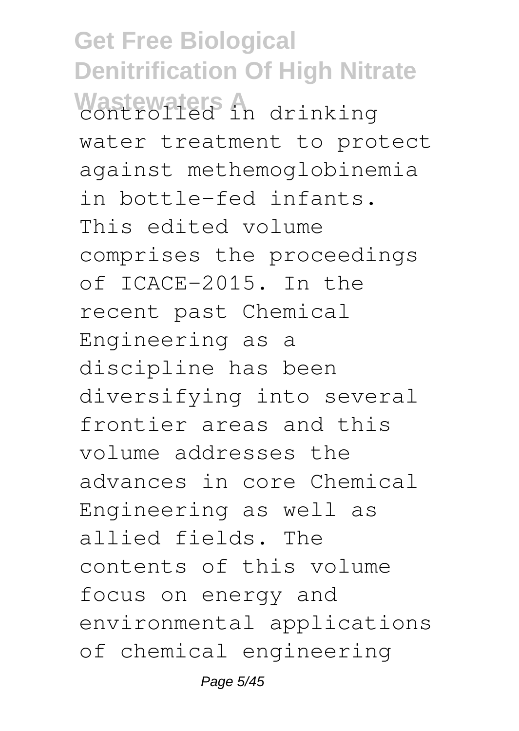controlled in drinking water treatment to protect against methemoglobinemia in bottle-fed infants.

This edited volume comprises the proceedings of ICACE-2015. In the recent past Chemical Engineering as a discipline has been diversifying into several frontier areas and this volume addresses the advances in core Chemical Engineering as well as allied fields. The contents of this volume focus on energy and environmental applications of chemical engineering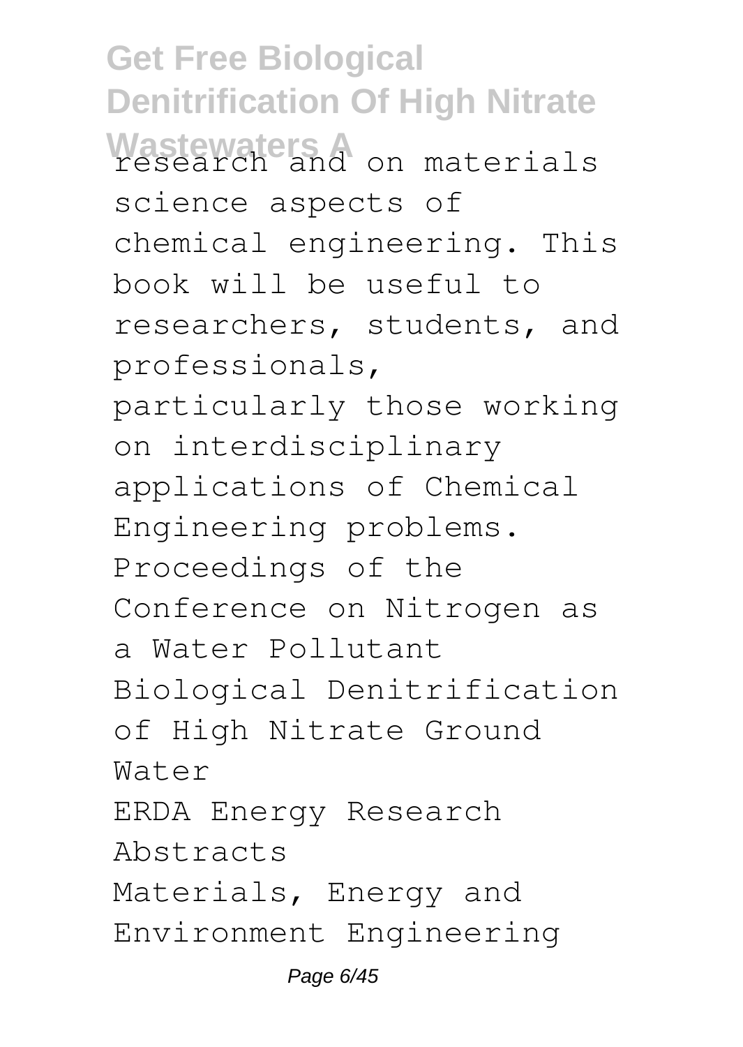research and on materials science aspects of chemical engineering. This book will be useful to researchers, students, and professionals, particularly those working on interdisciplinary applications of Chemical Engineering problems.

Proceedings of the Conference on Nitrogen as a Water Pollutant

Biological Denitrification of High Nitrate Ground Water

ERDA Energy Research Abstracts

Materials, Energy and Environment Engineering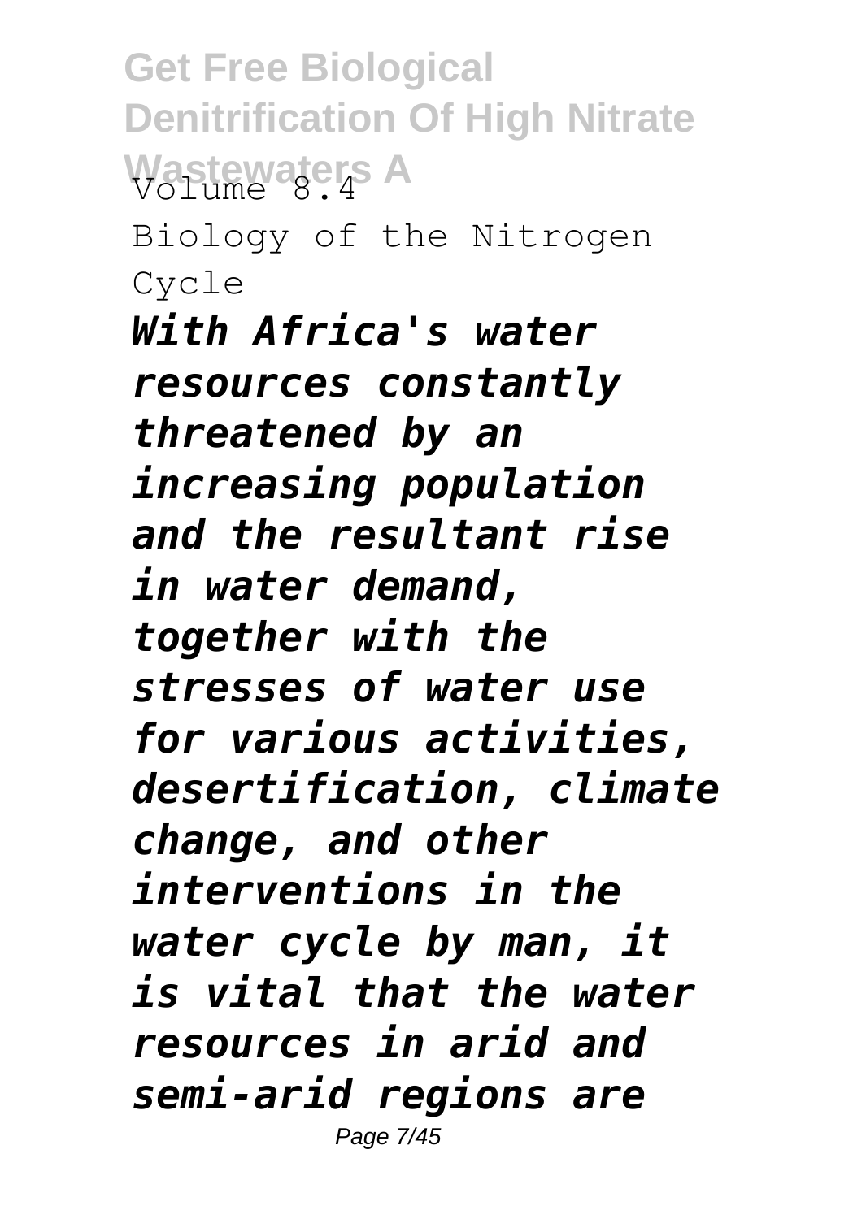Volume 8.4

Biology of the Nitrogen Cycle

***With Africa's water resources constantly threatened by an increasing population and the resultant rise in water demand, together with the stresses of water use for various activities, desertification, climate change, and other interventions in the water cycle by man, it is vital that the water resources in arid and semi-arid regions are***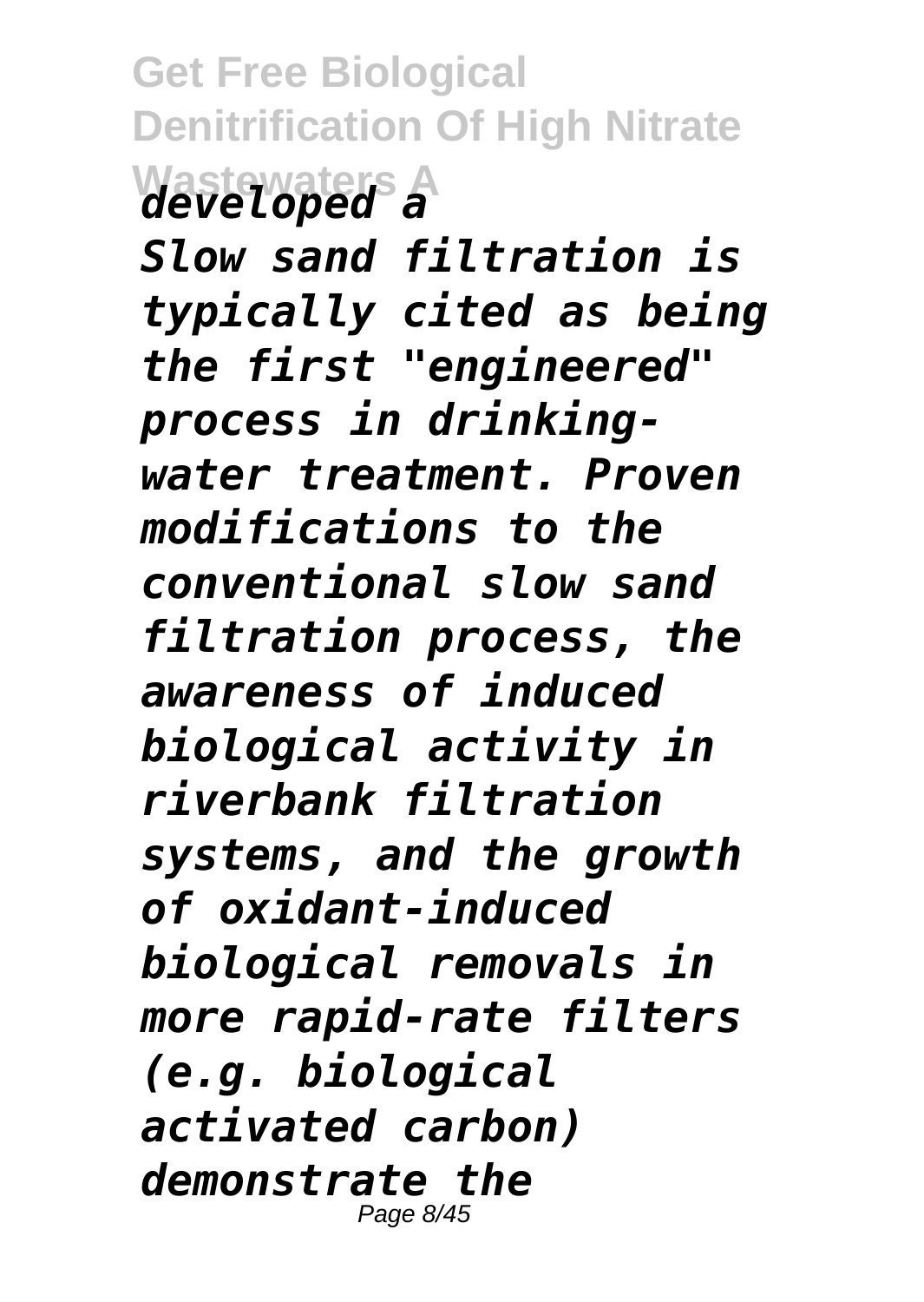*developed a*

*Slow sand filtration is typically cited as being the first "engineered" process in drinking-water treatment. Proven modifications to the conventional slow sand filtration process, the awareness of induced biological activity in riverbank filtration systems, and the growth of oxidant-induced biological removals in more rapid-rate filters (e.g. biological activated carbon) demonstrate the*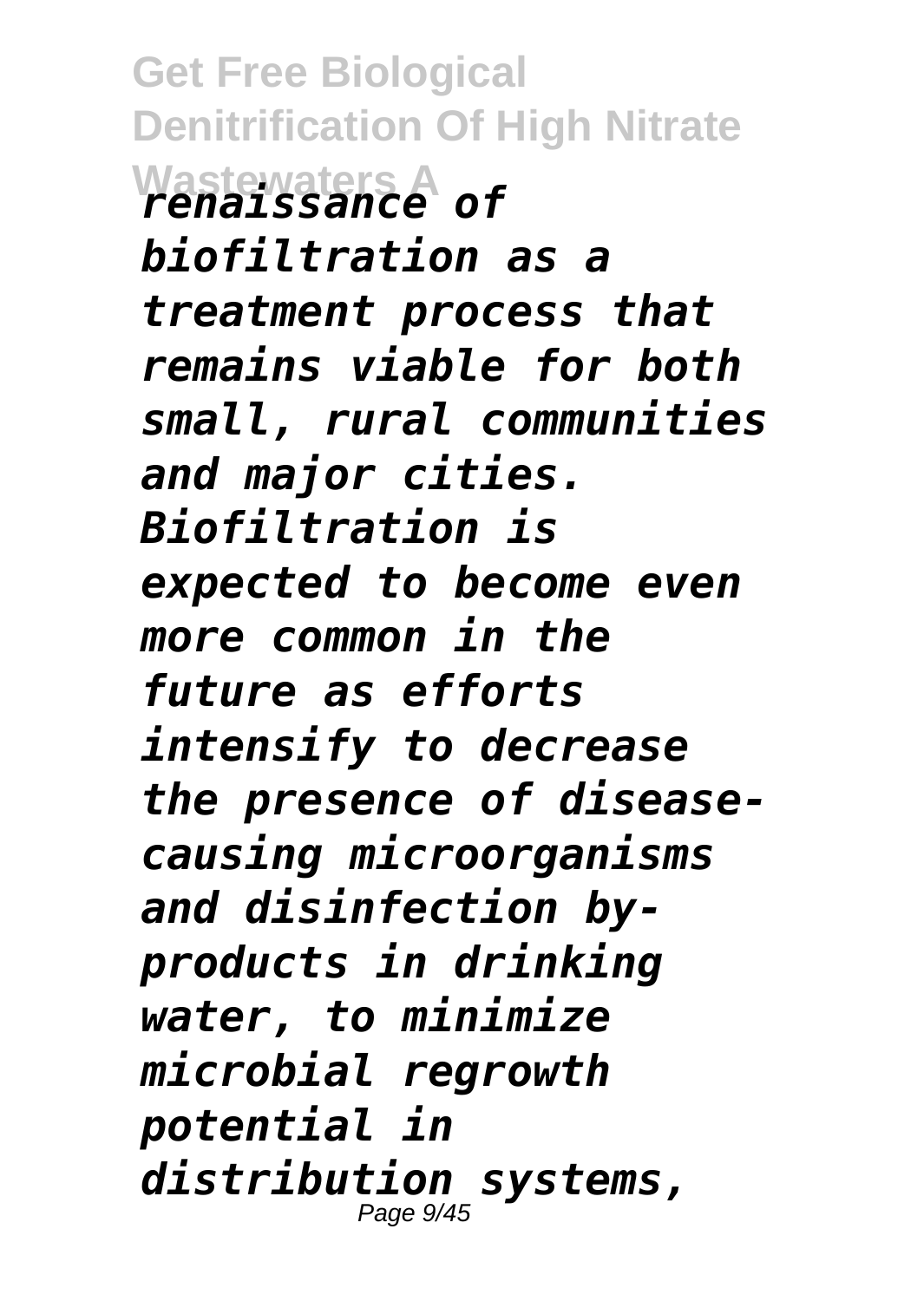*renaissance of biofiltration as a treatment process that remains viable for both small, rural communities and major cities. Biofiltration is expected to become even more common in the future as efforts intensify to decrease the presence of disease-causing microorganisms and disinfection by-products in drinking water, to minimize microbial regrowth potential in distribution systems,*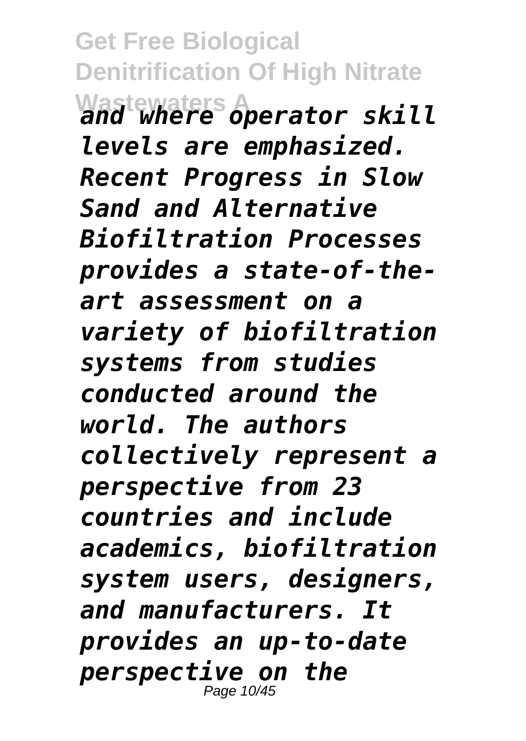*and where operator skill levels are emphasized. Recent Progress in Slow Sand and Alternative Biofiltration Processes provides a state-of-the-art assessment on a variety of biofiltration systems from studies conducted around the world. The authors collectively represent a perspective from 23 countries and include academics, biofiltration system users, designers, and manufacturers. It provides an up-to-date perspective on the*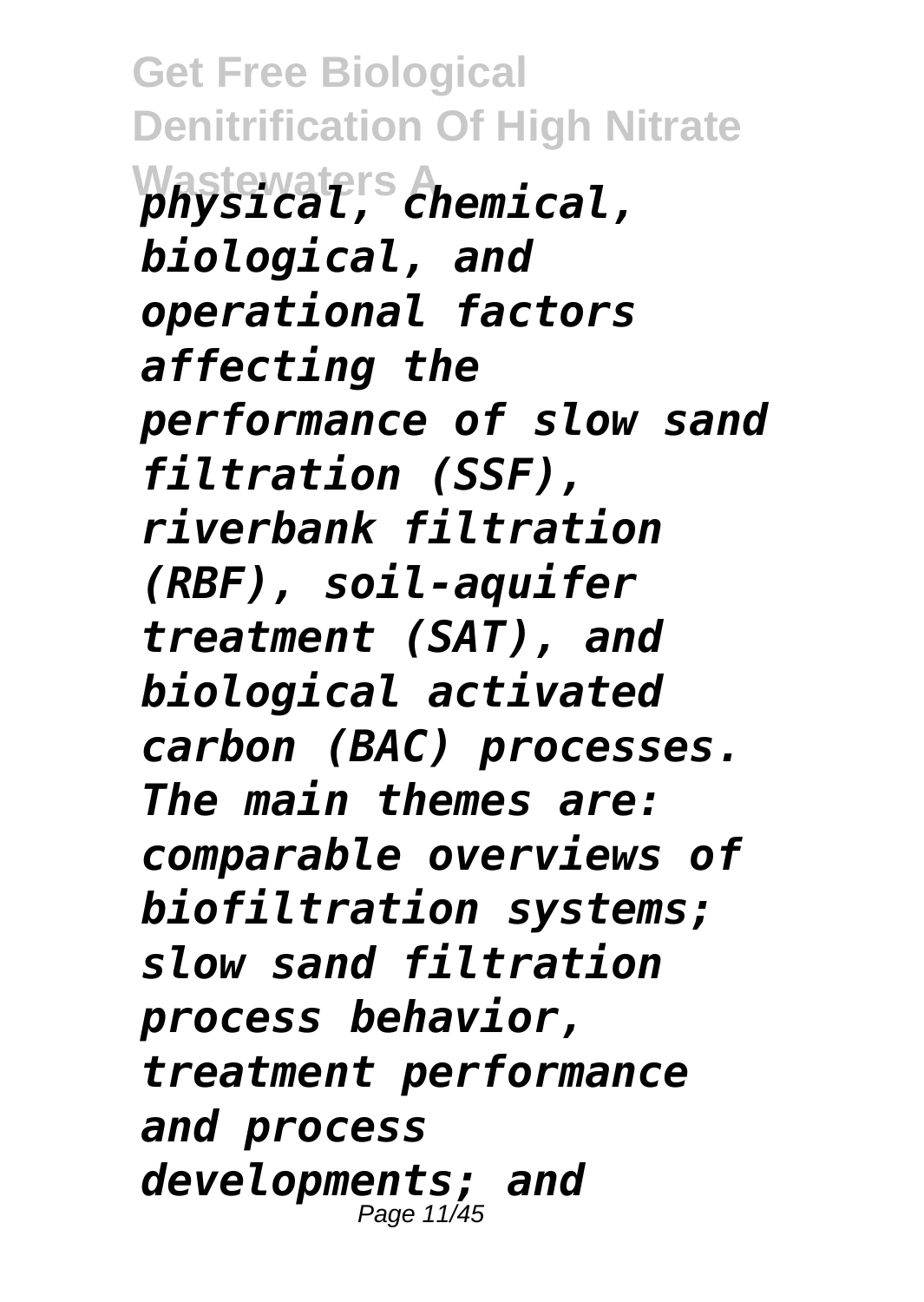*physical, chemical, biological, and operational factors affecting the performance of slow sand filtration (SSF), riverbank filtration (RBF), soil-aquifer treatment (SAT), and biological activated carbon (BAC) processes. The main themes are: comparable overviews of biofiltration systems; slow sand filtration process behavior, treatment performance and process developments; and*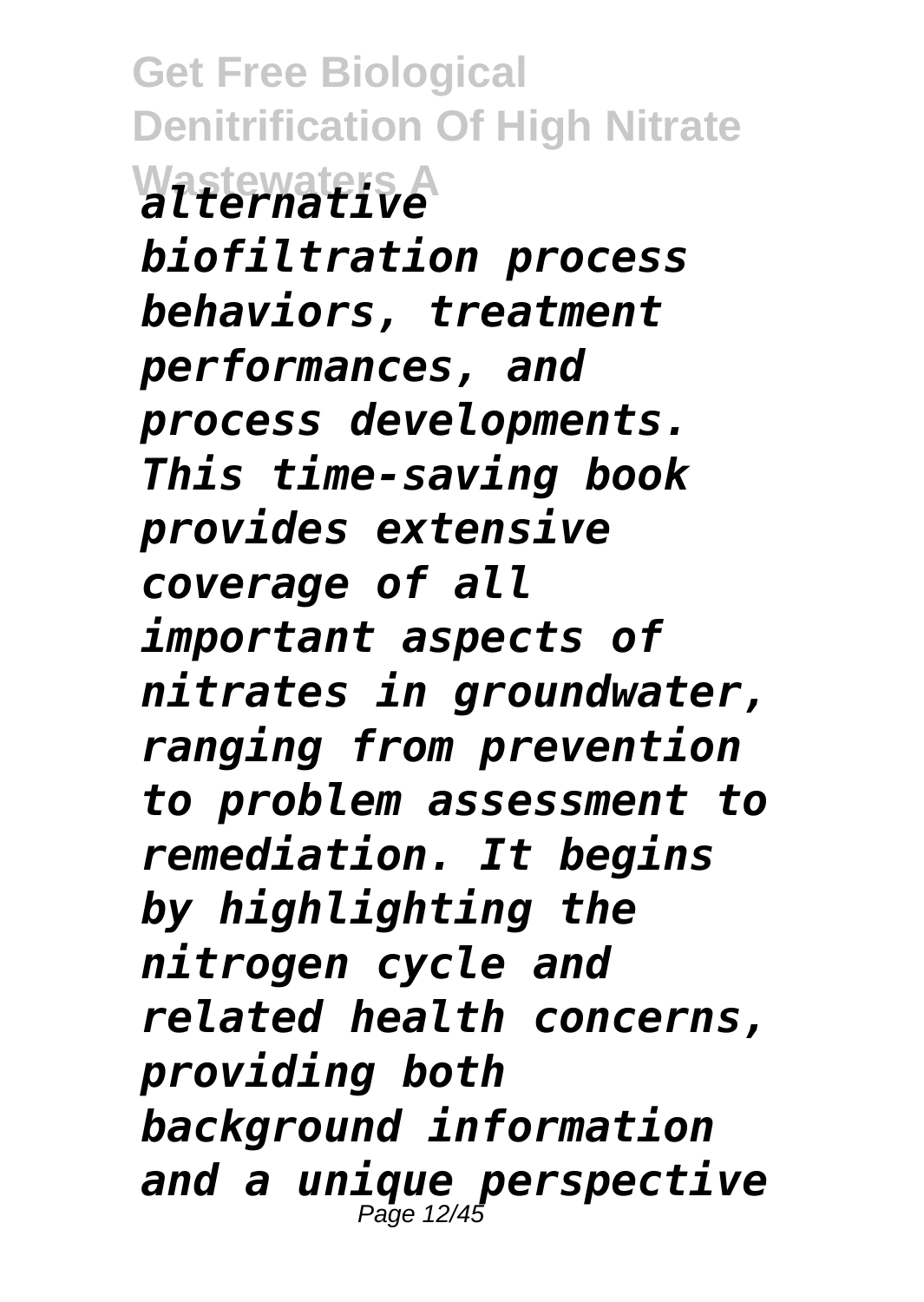*alternative biofiltration process behaviors, treatment performances, and process developments. This time-saving book provides extensive coverage of all important aspects of nitrates in groundwater, ranging from prevention to problem assessment to remediation. It begins by highlighting the nitrogen cycle and related health concerns, providing both background information and a unique perspective*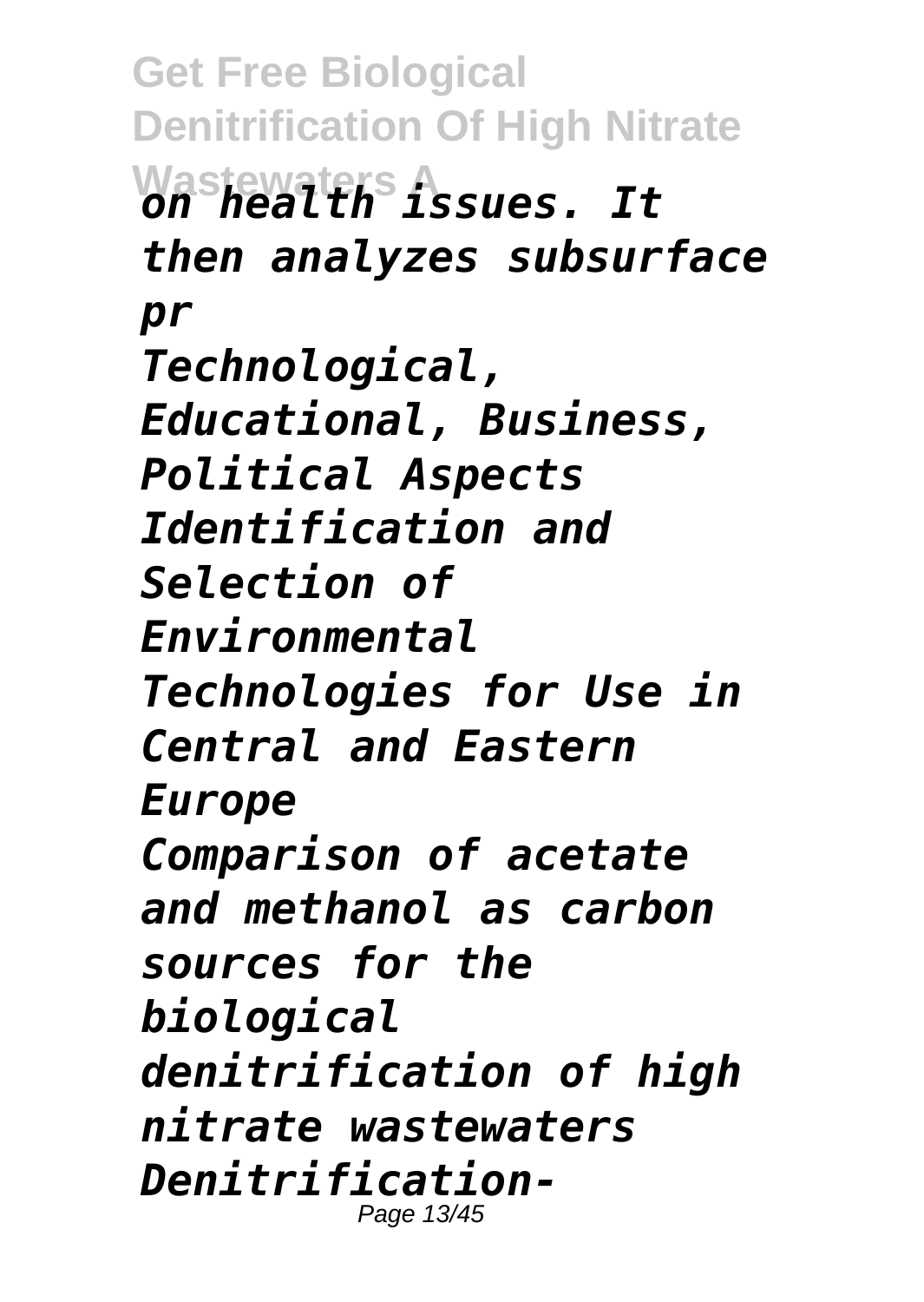*on health issues. It then analyzes subsurface pr*

*Technological, Educational, Business, Political Aspects*

*Identification and Selection of Environmental Technologies for Use in Central and Eastern Europe*

*Comparison of acetate and methanol as carbon sources for the biological denitrification of high nitrate wastewaters*

*Denitrification-*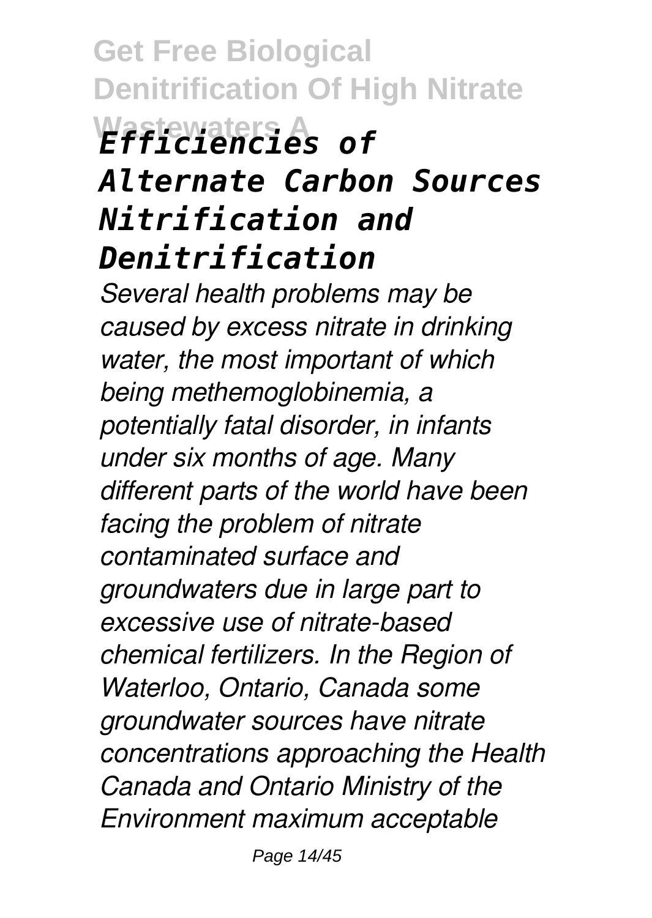## *Efficiencies of Alternate Carbon Sources Nitrification and Denitrification*

*Several health problems may be caused by excess nitrate in drinking water, the most important of which being methemoglobinemia, a potentially fatal disorder, in infants under six months of age. Many different parts of the world have been facing the problem of nitrate contaminated surface and groundwaters due in large part to excessive use of nitrate-based chemical fertilizers. In the Region of Waterloo, Ontario, Canada some groundwater sources have nitrate concentrations approaching the Health Canada and Ontario Ministry of the Environment maximum acceptable*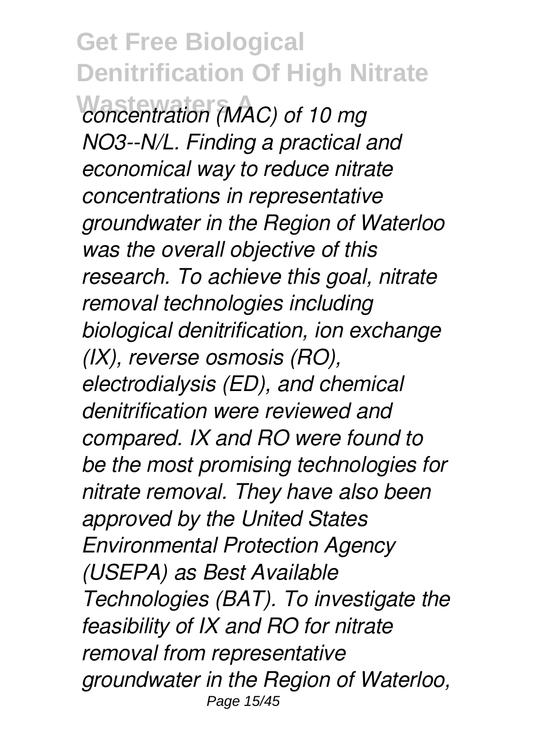*concentration (MAC) of 10 mg $NO_3^-$-N/L. Finding a practical and economical way to reduce nitrate concentrations in representative groundwater in the Region of Waterloo was the overall objective of this research. To achieve this goal, nitrate removal technologies including biological denitrification, ion exchange (IX), reverse osmosis (RO), electrodialysis (ED), and chemical denitrification were reviewed and compared. IX and RO were found to be the most promising technologies for nitrate removal. They have also been approved by the United States Environmental Protection Agency (USEPA) as Best Available Technologies (BAT). To investigate the feasibility of IX and RO for nitrate removal from representative groundwater in the Region of Waterloo,*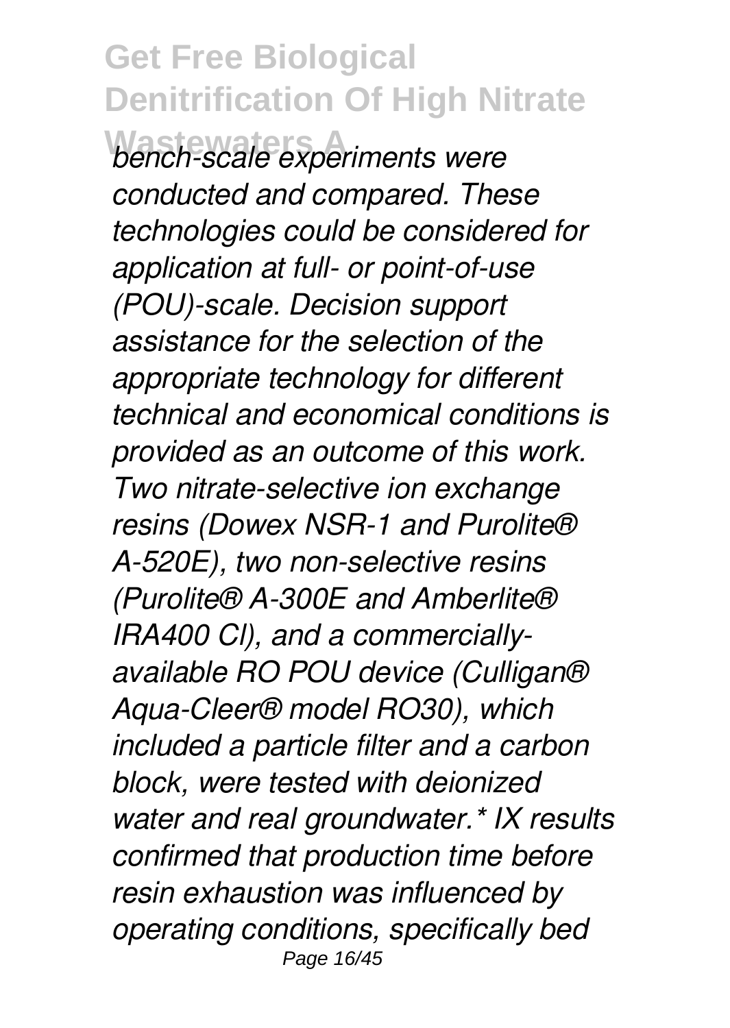*bench-scale experiments were conducted and compared. These technologies could be considered for application at full- or point-of-use (POU)-scale. Decision support assistance for the selection of the appropriate technology for different technical and economical conditions is provided as an outcome of this work. Two nitrate-selective ion exchange resins (Dowex NSR-1 and Purolite® A-520E), two non-selective resins (Purolite® A-300E and Amberlite® IRA400 Cl), and a commercially-available RO POU device (Culligan® Aqua-Cleer® model RO30), which included a particle filter and a carbon block, were tested with deionized water and real groundwater.* IX results confirmed that production time before resin exhaustion was influenced by operating conditions, specifically bed*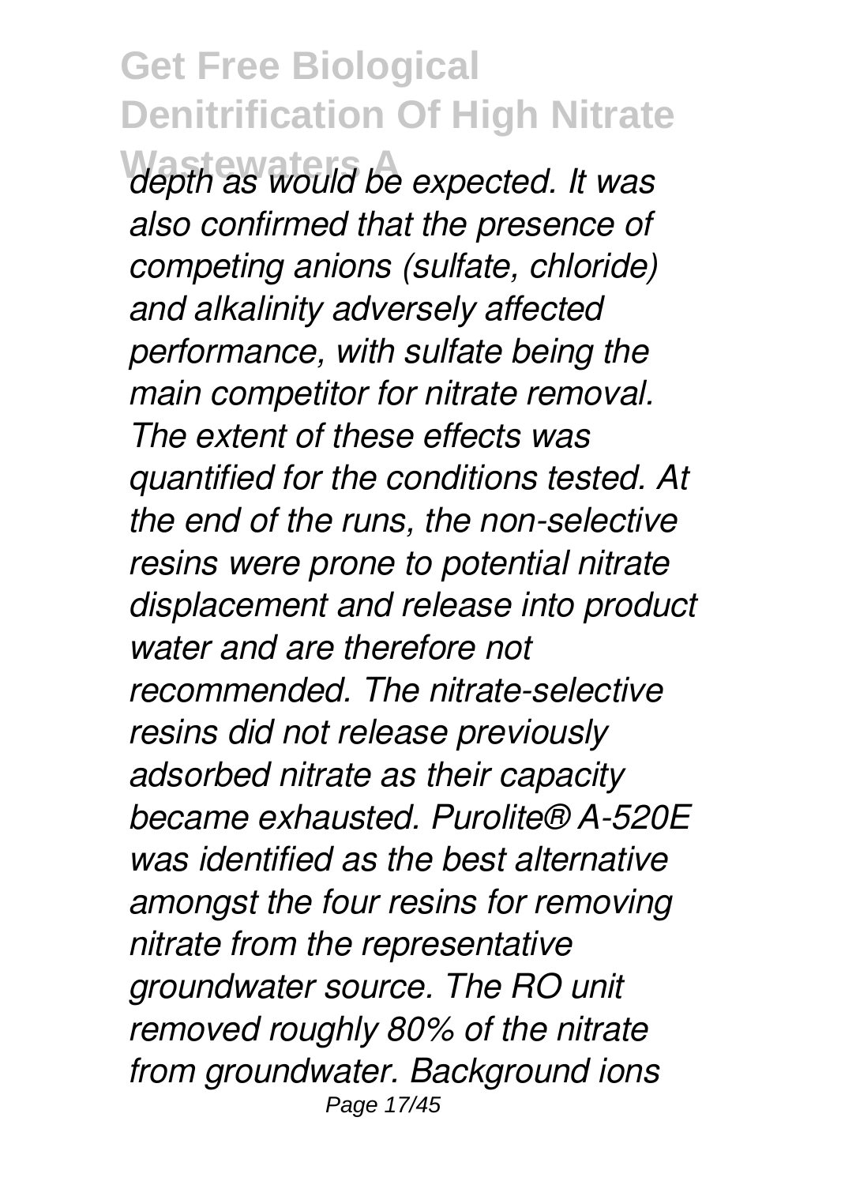*depth as would be expected. It was also confirmed that the presence of competing anions (sulfate, chloride) and alkalinity adversely affected performance, with sulfate being the main competitor for nitrate removal. The extent of these effects was quantified for the conditions tested. At the end of the runs, the non-selective resins were prone to potential nitrate displacement and release into product water and are therefore not recommended. The nitrate-selective resins did not release previously adsorbed nitrate as their capacity became exhausted. Purolite® A-520E was identified as the best alternative amongst the four resins for removing nitrate from the representative groundwater source. The RO unit removed roughly 80% of the nitrate from groundwater. Background ions*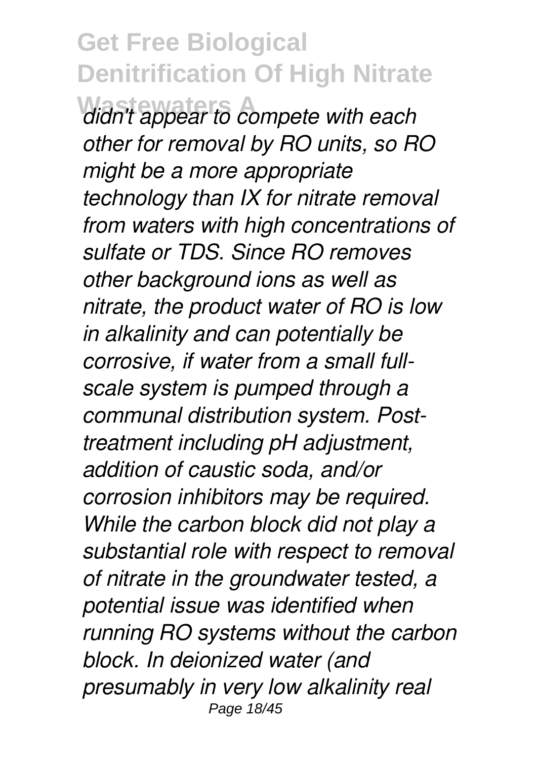*didn't appear to compete with each other for removal by RO units, so RO might be a more appropriate technology than IX for nitrate removal from waters with high concentrations of sulfate or TDS. Since RO removes other background ions as well as nitrate, the product water of RO is low in alkalinity and can potentially be corrosive, if water from a small full-scale system is pumped through a communal distribution system. Post-treatment including pH adjustment, addition of caustic soda, and/or corrosion inhibitors may be required. While the carbon block did not play a substantial role with respect to removal of nitrate in the groundwater tested, a potential issue was identified when running RO systems without the carbon block. In deionized water (and presumably in very low alkalinity real*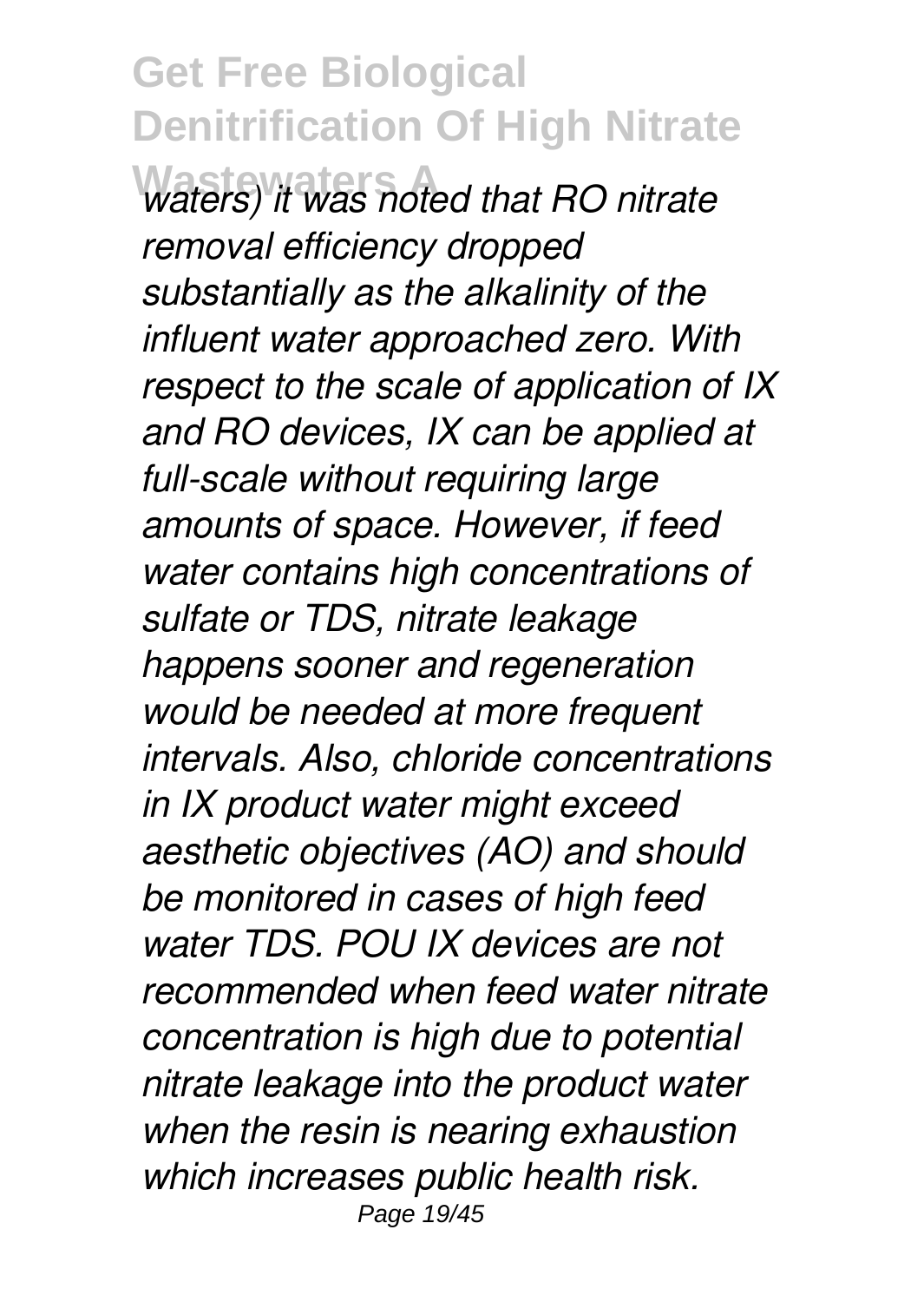*waters) it was noted that RO nitrate removal efficiency dropped substantially as the alkalinity of the influent water approached zero. With respect to the scale of application of IX and RO devices, IX can be applied at full-scale without requiring large amounts of space. However, if feed water contains high concentrations of sulfate or TDS, nitrate leakage happens sooner and regeneration would be needed at more frequent intervals. Also, chloride concentrations in IX product water might exceed aesthetic objectives (AO) and should be monitored in cases of high feed water TDS. POU IX devices are not recommended when feed water nitrate concentration is high due to potential nitrate leakage into the product water when the resin is nearing exhaustion which increases public health risk.*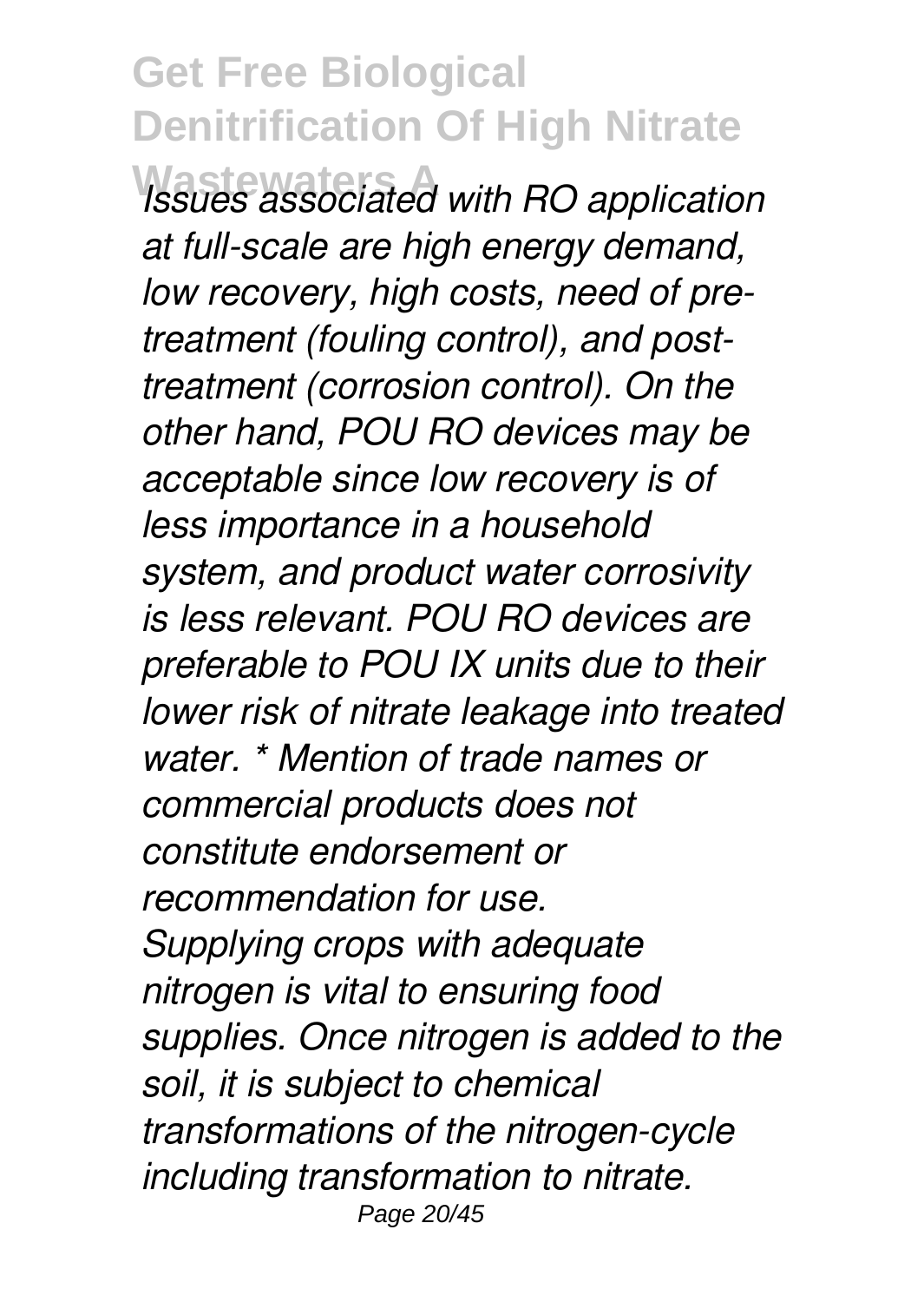*Issues associated with RO application at full-scale are high energy demand, low recovery, high costs, need of pre-treatment (fouling control), and post-treatment (corrosion control). On the other hand, POU RO devices may be acceptable since low recovery is of less importance in a household system, and product water corrosivity is less relevant. POU RO devices are preferable to POU IX units due to their lower risk of nitrate leakage into treated water. * Mention of trade names or commercial products does not constitute endorsement or recommendation for use.*

*Supplying crops with adequate nitrogen is vital to ensuring food supplies. Once nitrogen is added to the soil, it is subject to chemical transformations of the nitrogen-cycle including transformation to nitrate.*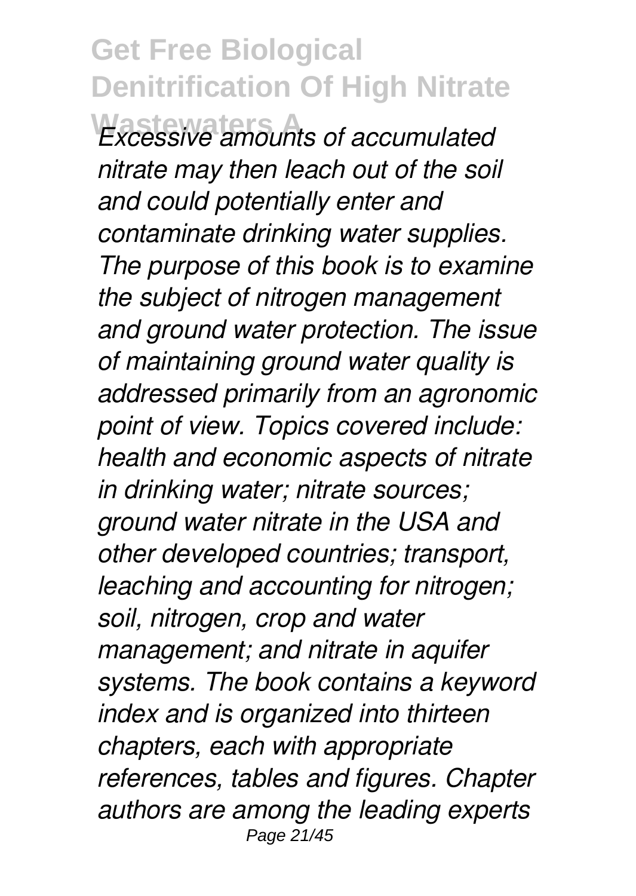*Excessive amounts of accumulated nitrate may then leach out of the soil and could potentially enter and contaminate drinking water supplies. The purpose of this book is to examine the subject of nitrogen management and ground water protection. The issue of maintaining ground water quality is addressed primarily from an agronomic point of view. Topics covered include: health and economic aspects of nitrate in drinking water; nitrate sources; ground water nitrate in the USA and other developed countries; transport, leaching and accounting for nitrogen; soil, nitrogen, crop and water management; and nitrate in aquifer systems. The book contains a keyword index and is organized into thirteen chapters, each with appropriate references, tables and figures. Chapter authors are among the leading experts*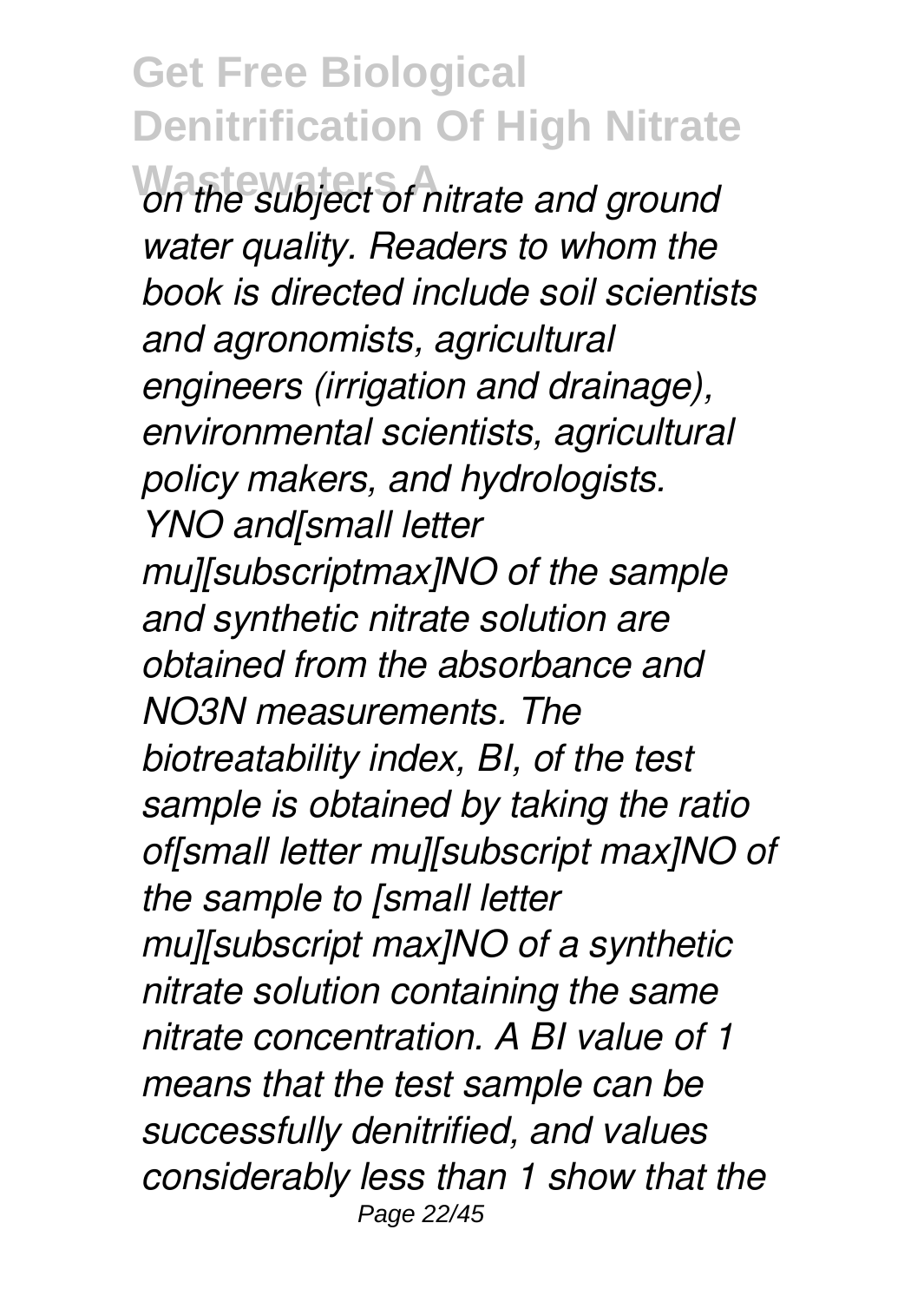*on the subject of nitrate and ground water quality. Readers to whom the book is directed include soil scientists and agronomists, agricultural engineers (irrigation and drainage), environmental scientists, agricultural policy makers, and hydrologists. YNO and[small letter mu][subscriptmax]NO of the sample and synthetic nitrate solution are obtained from the absorbance and NO3N measurements. The biotreatability index, BI, of the test sample is obtained by taking the ratio of[small letter mu][subscript max]NO of the sample to [small letter mu][subscript max]NO of a synthetic nitrate solution containing the same nitrate concentration. A BI value of 1 means that the test sample can be successfully denitrified, and values considerably less than 1 show that the*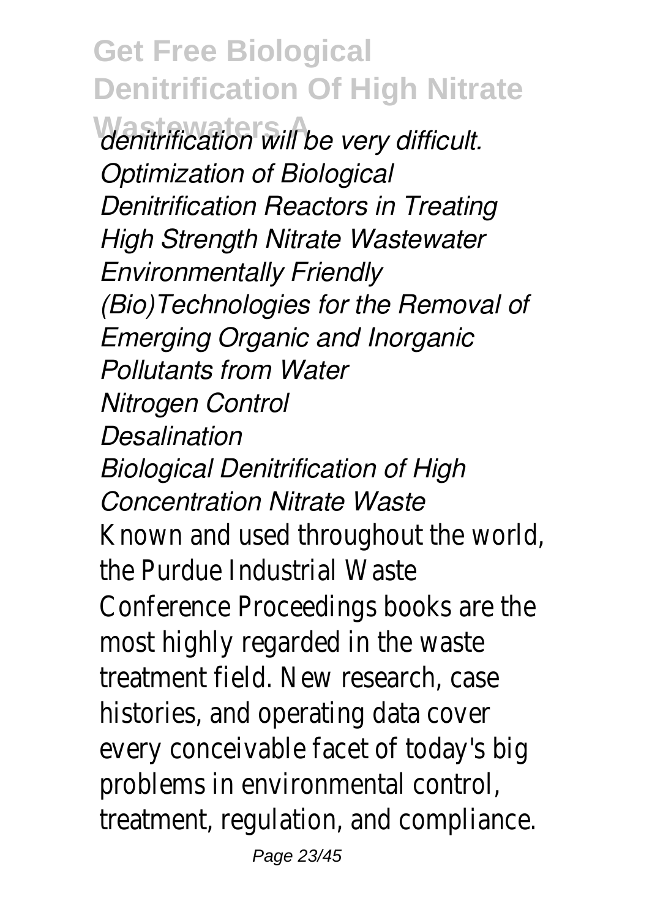*denitrification will be very difficult.*

*Optimization of Biological Denitrification Reactors in Treating High Strength Nitrate Wastewater*

*Environmentally Friendly (Bio)Technologies for the Removal of Emerging Organic and Inorganic Pollutants from Water*

*Nitrogen Control*

*Desalination*

*Biological Denitrification of High Concentration Nitrate Waste*

Known and used throughout the world, the Purdue Industrial Waste Conference Proceedings books are the most highly regarded in the waste treatment field. New research, case histories, and operating data cover every conceivable facet of today's big problems in environmental control, treatment, regulation, and compliance.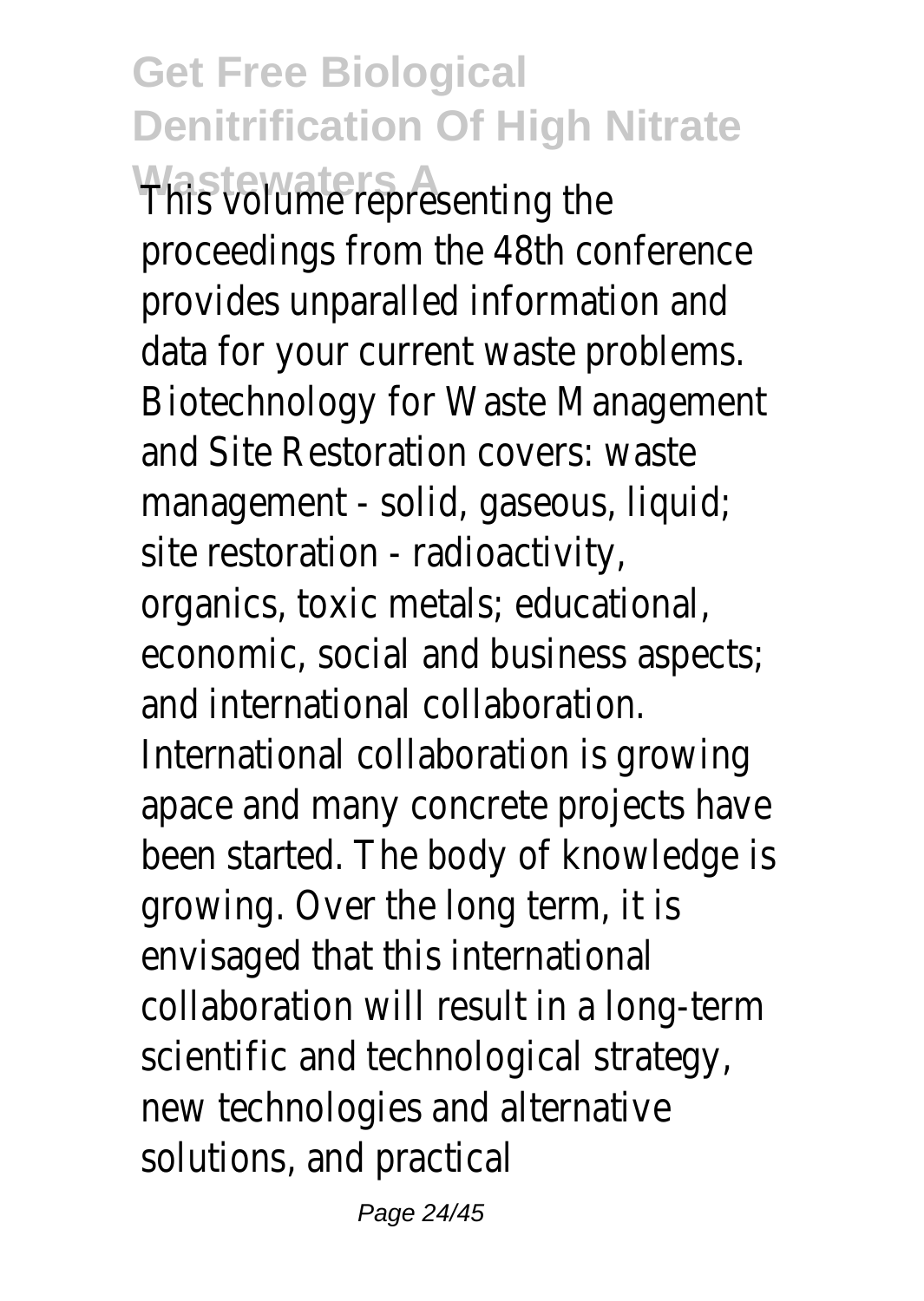This volume representing the proceedings from the 48th conference provides unparalled information and data for your current waste problems. Biotechnology for Waste Management and Site Restoration covers: waste management - solid, gaseous, liquid; site restoration - radioactivity, organics, toxic metals; educational, economic, social and business aspects; and international collaboration. International collaboration is growing apace and many concrete projects have been started. The body of knowledge is growing. Over the long term, it is envisaged that this international collaboration will result in a long-term scientific and technological strategy, new technologies and alternative solutions, and practical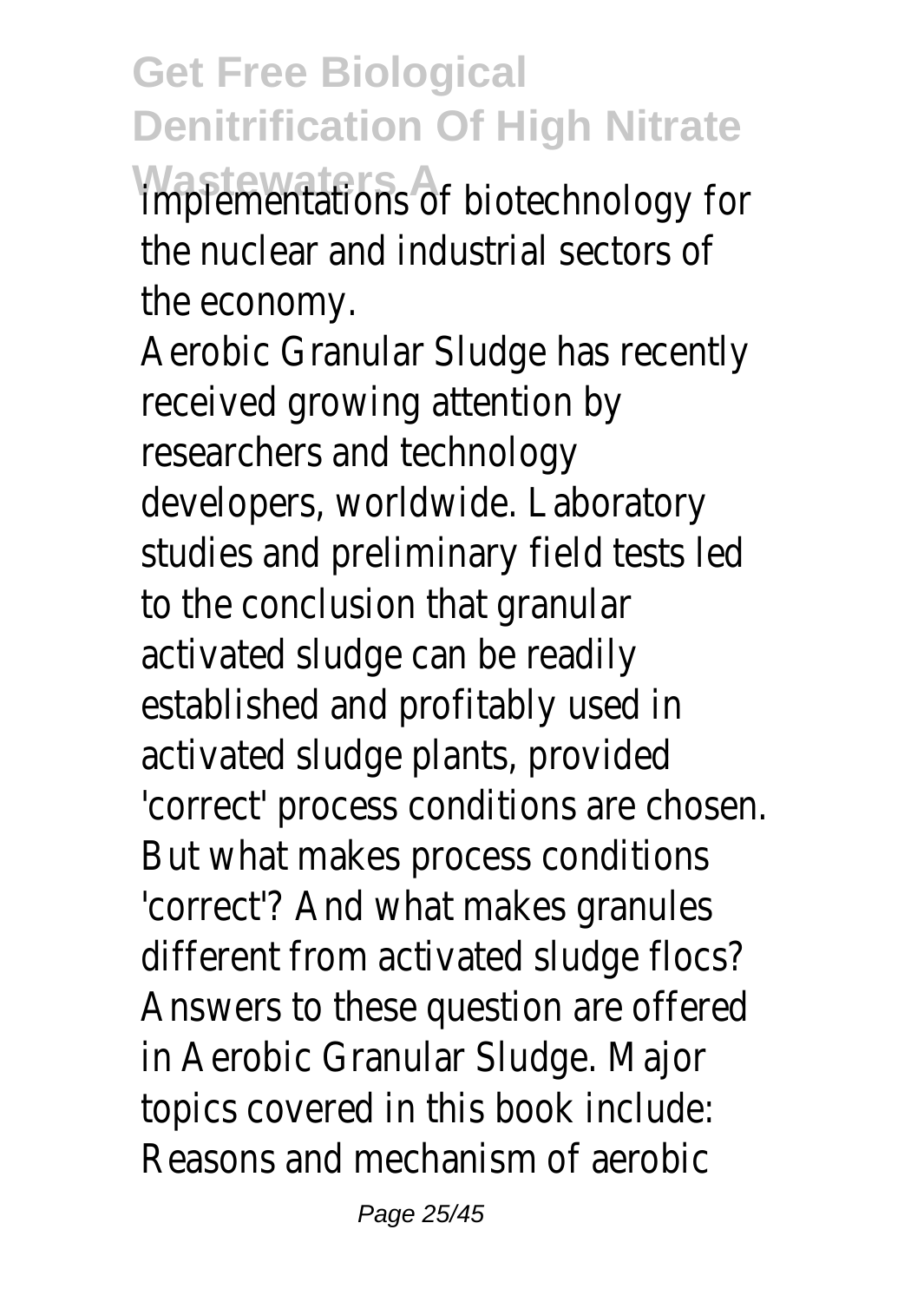implementations of biotechnology for the nuclear and industrial sectors of the economy.

Aerobic Granular Sludge has recently received growing attention by researchers and technology developers, worldwide. Laboratory studies and preliminary field tests led to the conclusion that granular activated sludge can be readily established and profitably used in activated sludge plants, provided 'correct' process conditions are chosen. But what makes process conditions 'correct'? And what makes granules different from activated sludge flocs? Answers to these question are offered in Aerobic Granular Sludge. Major topics covered in this book include: Reasons and mechanism of aerobic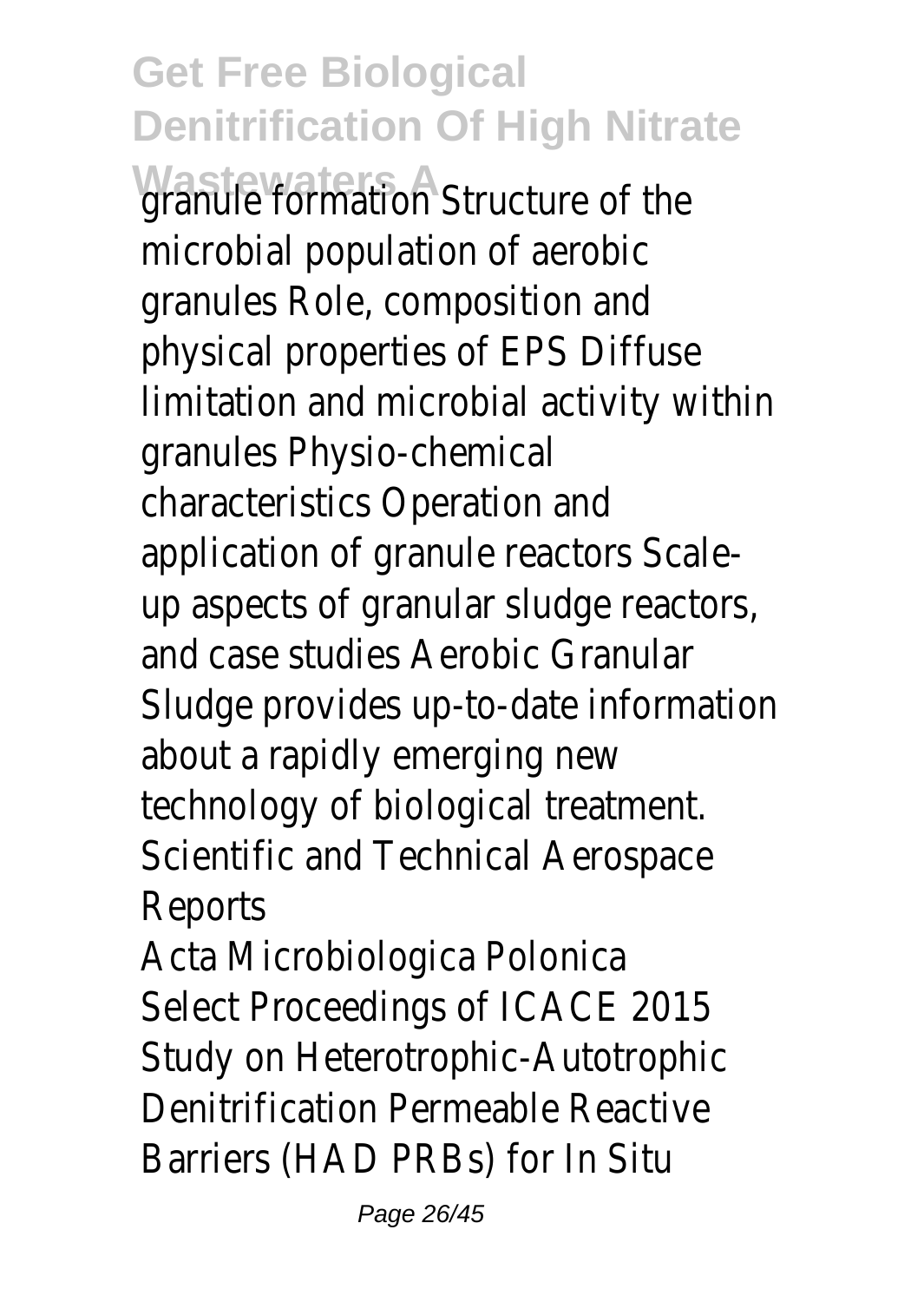granule formation Structure of the microbial population of aerobic granules Role, composition and physical properties of EPS Diffuse limitation and microbial activity within granules Physio-chemical characteristics Operation and application of granule reactors Scale-up aspects of granular sludge reactors, and case studies Aerobic Granular Sludge provides up-to-date information about a rapidly emerging new technology of biological treatment.

Scientific and Technical Aerospace Reports

Acta Microbiologica Polonica

Select Proceedings of ICACE 2015

Study on Heterotrophic-Autotrophic Denitrification Permeable Reactive Barriers (HAD PRBs) for In Situ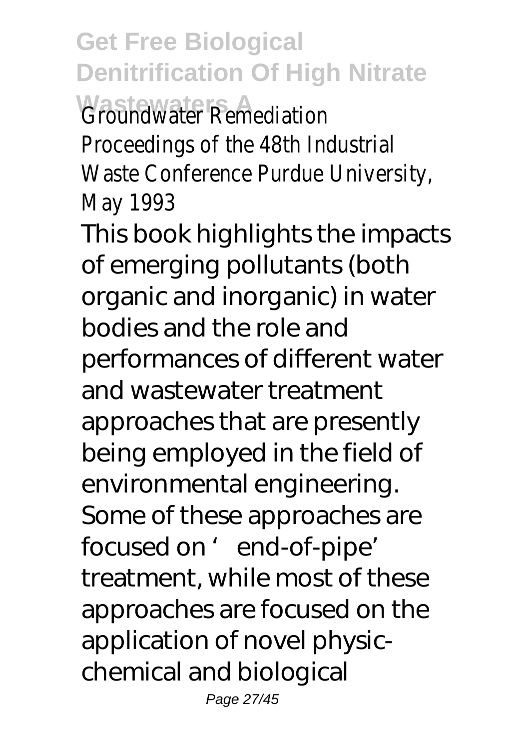Groundwater Remediation

Proceedings of the 48th Industrial Waste Conference Purdue University, May 1993

This book highlights the impacts of emerging pollutants (both organic and inorganic) in water bodies and the role and performances of different water and wastewater treatment approaches that are presently being employed in the field of environmental engineering. Some of these approaches are focused on 'end-of-pipe' treatment, while most of these approaches are focused on the application of novel physic-chemical and biological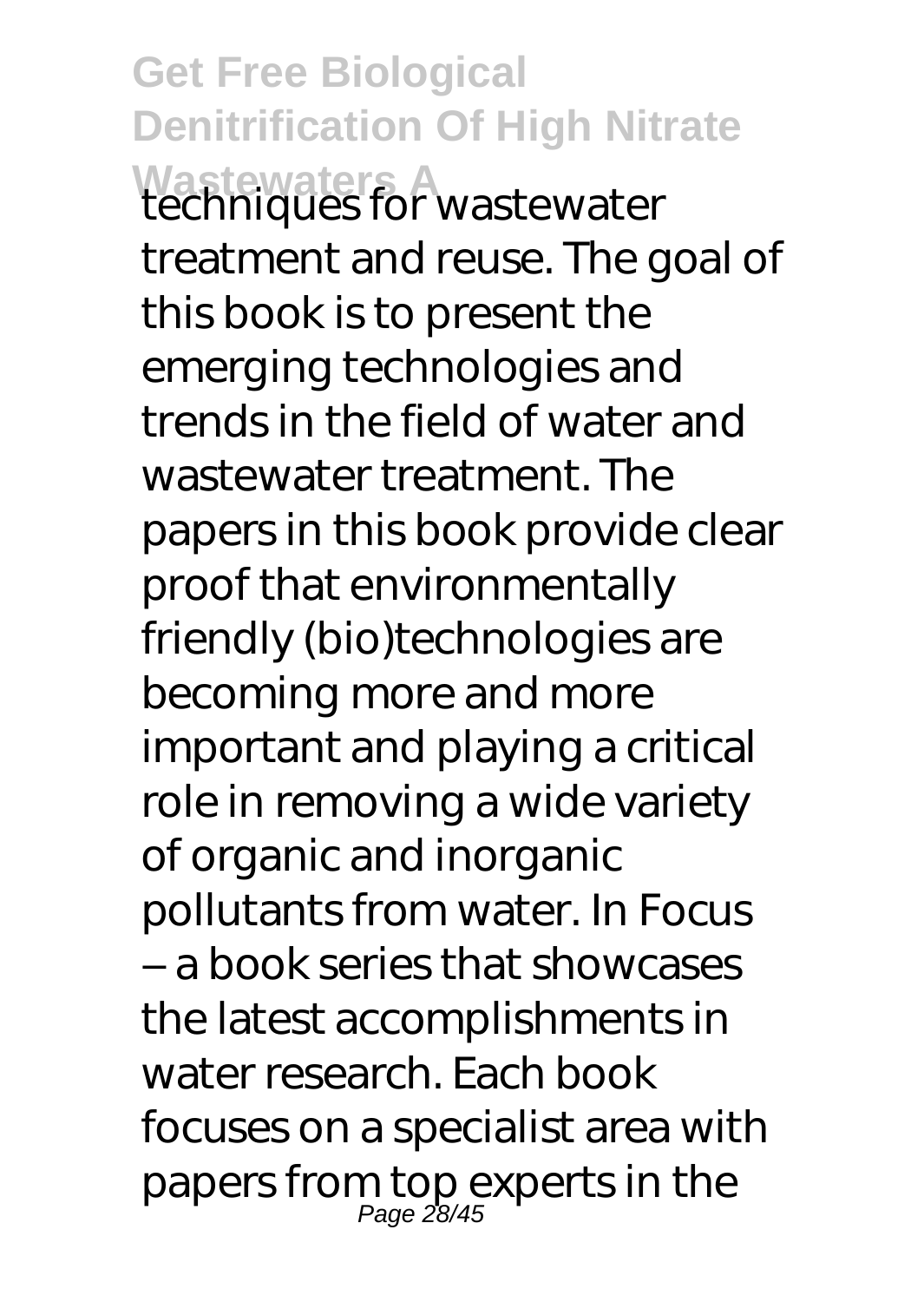techniques for wastewater treatment and reuse. The goal of this book is to present the emerging technologies and trends in the field of water and wastewater treatment. The papers in this book provide clear proof that environmentally friendly (bio)technologies are becoming more and more important and playing a critical role in removing a wide variety of organic and inorganic pollutants from water. In Focus – a book series that showcases the latest accomplishments in water research. Each book focuses on a specialist area with papers from top experts in the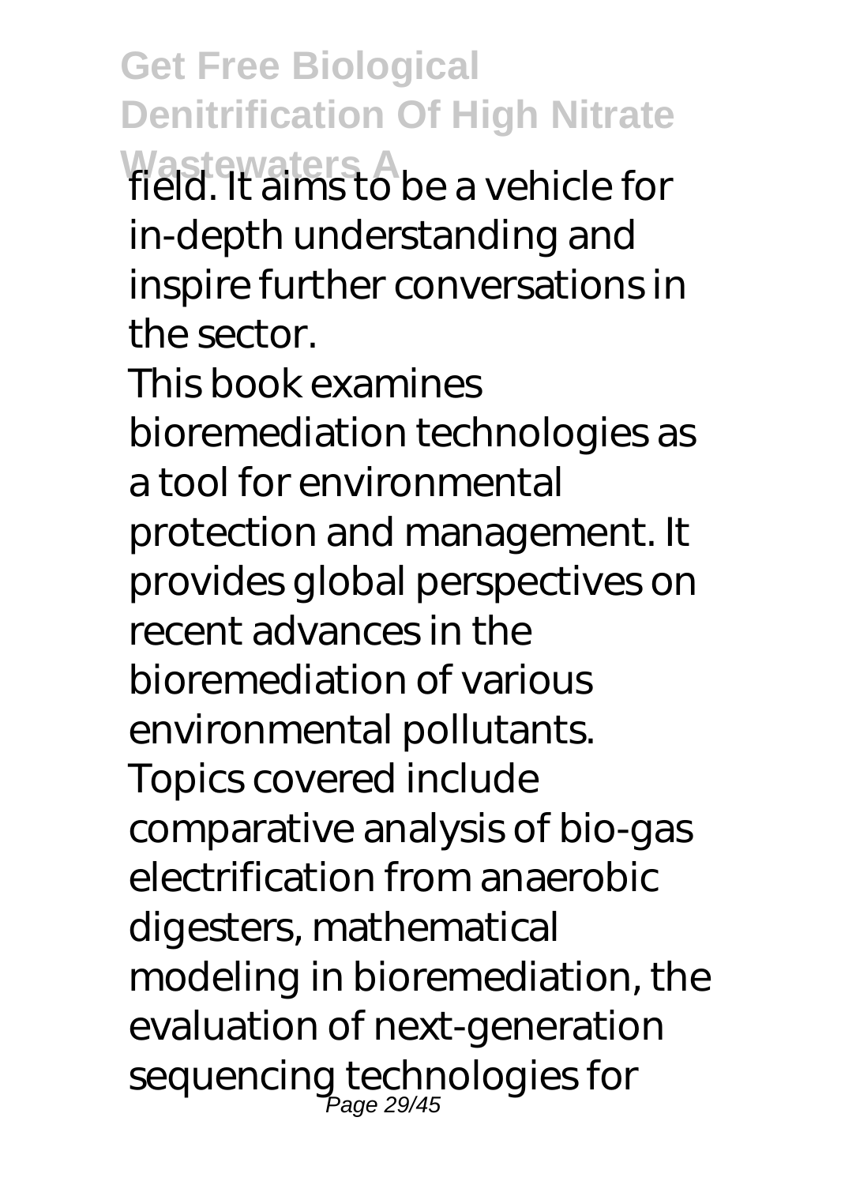field. It aims to be a vehicle for in-depth understanding and inspire further conversations in the sector.

This book examines bioremediation technologies as a tool for environmental protection and management. It provides global perspectives on recent advances in the bioremediation of various environmental pollutants. Topics covered include comparative analysis of bio-gas electrification from anaerobic digesters, mathematical modeling in bioremediation, the evaluation of next-generation sequencing technologies for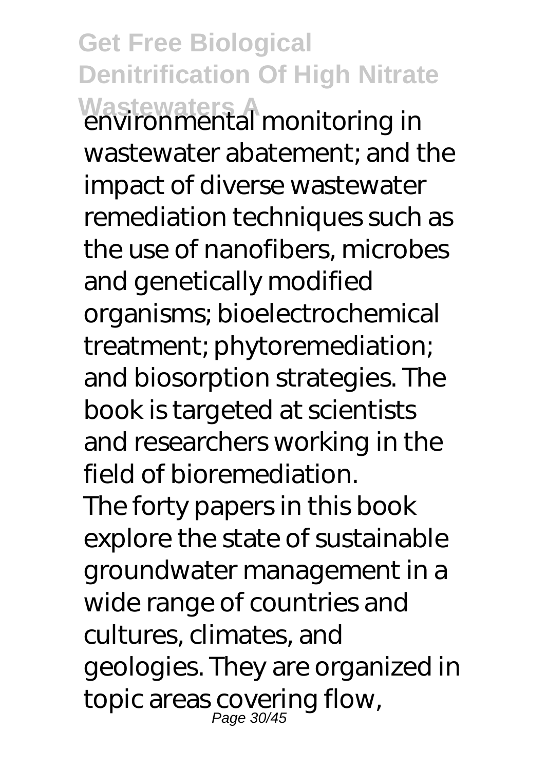environmental monitoring in wastewater abatement; and the impact of diverse wastewater remediation techniques such as the use of nanofibers, microbes and genetically modified organisms; bioelectrochemical treatment; phytoremediation; and biosorption strategies. The book is targeted at scientists and researchers working in the field of bioremediation.

The forty papers in this book explore the state of sustainable groundwater management in a wide range of countries and cultures, climates, and geologies. They are organized in topic areas covering flow,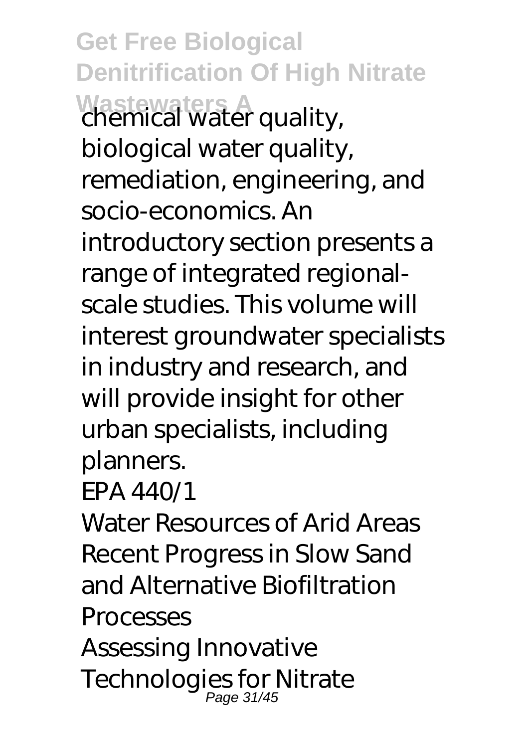chemical water quality, biological water quality, remediation, engineering, and socio-economics. An introductory section presents a range of integrated regional-scale studies. This volume will interest groundwater specialists in industry and research, and will provide insight for other urban specialists, including planners.

EPA 440/1

Water Resources of Arid Areas

Recent Progress in Slow Sand and Alternative Biofiltration Processes

Assessing Innovative Technologies for Nitrate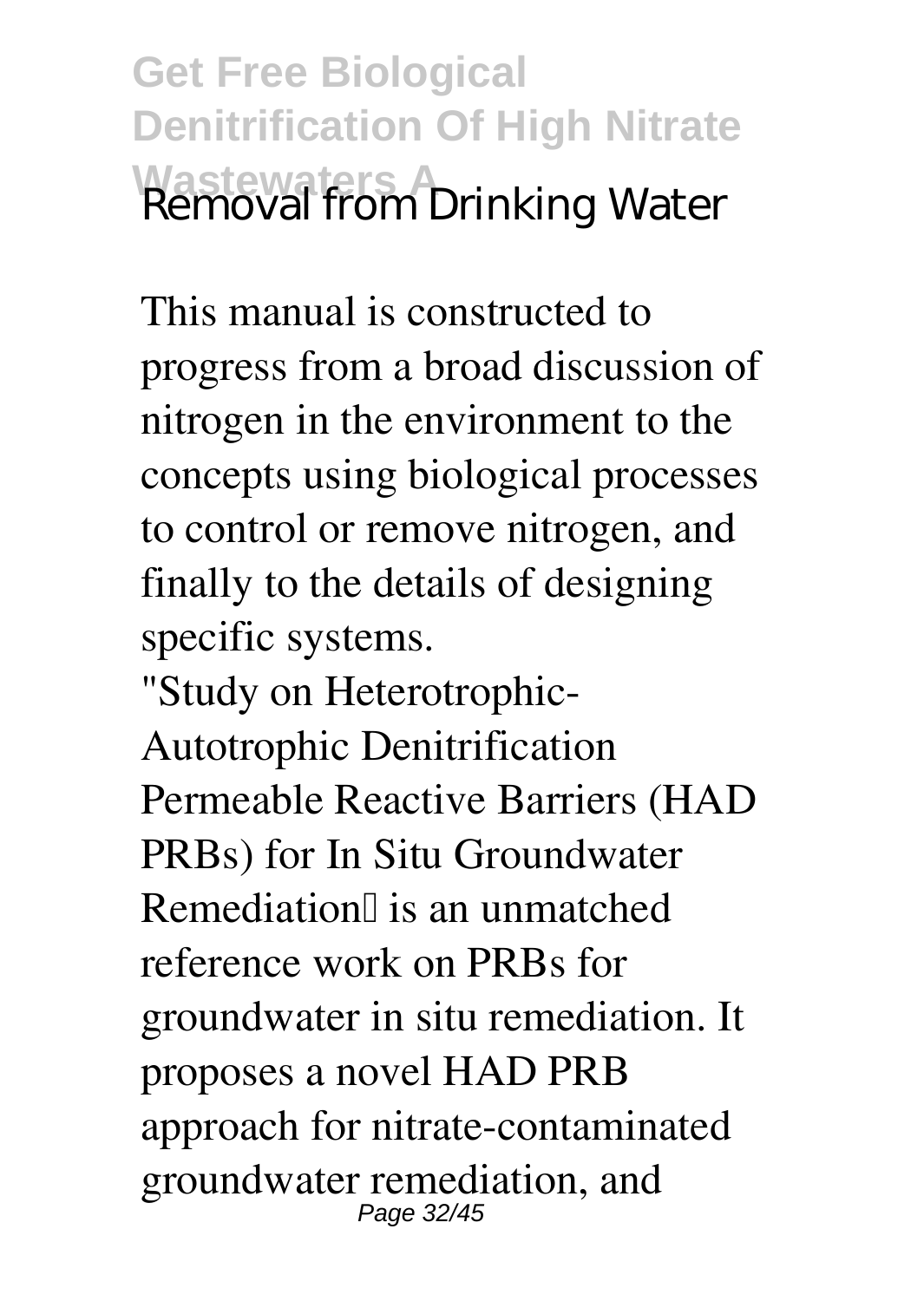Removal from Drinking Water

This manual is constructed to progress from a broad discussion of nitrogen in the environment to the concepts using biological processes to control or remove nitrogen, and finally to the details of designing specific systems.

"Study on Heterotrophic-Autotrophic Denitrification Permeable Reactive Barriers (HAD PRBs) for In Situ Groundwater Remediation" is an unmatched reference work on PRBs for groundwater in situ remediation. It proposes a novel HAD PRB approach for nitrate-contaminated groundwater remediation, and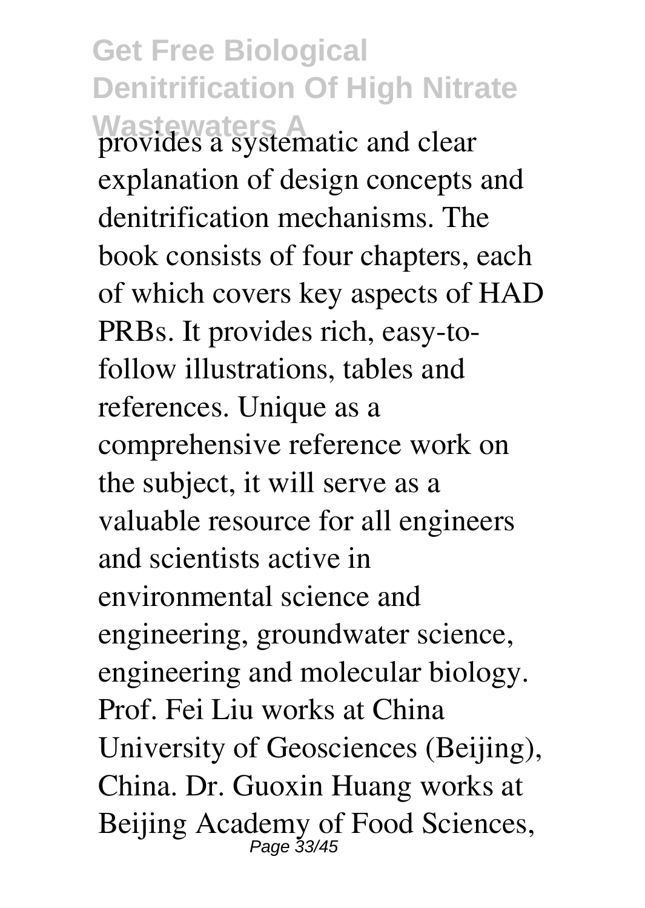provides a systematic and clear explanation of design concepts and denitrification mechanisms. The book consists of four chapters, each of which covers key aspects of HAD PRBs. It provides rich, easy-to-follow illustrations, tables and references. Unique as a comprehensive reference work on the subject, it will serve as a valuable resource for all engineers and scientists active in environmental science and engineering, groundwater science, engineering and molecular biology. Prof. Fei Liu works at China University of Geosciences (Beijing), China. Dr. Guoxin Huang works at Beijing Academy of Food Sciences,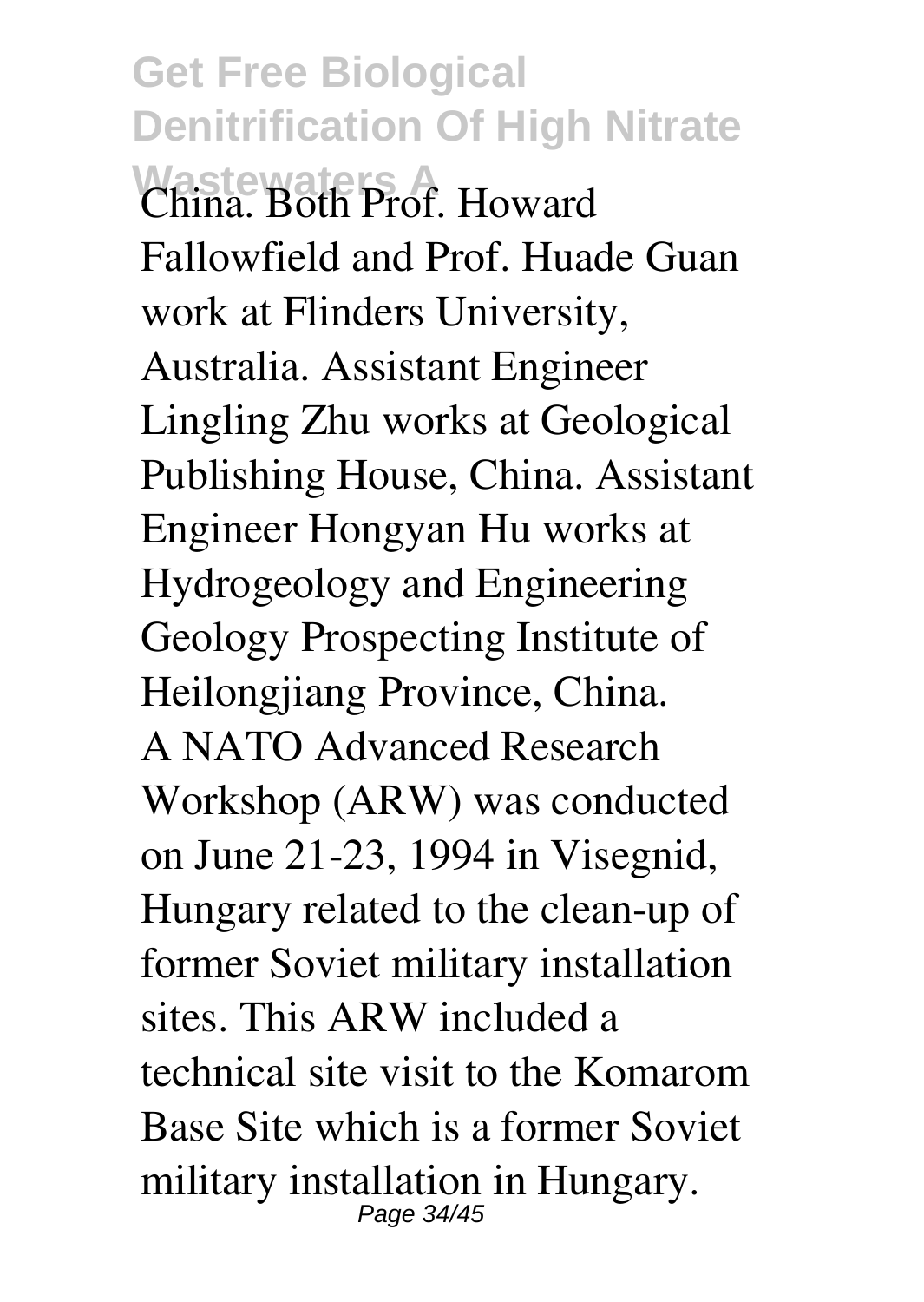China. Both Prof. Howard Fallowfield and Prof. Huade Guan work at Flinders University, Australia. Assistant Engineer Lingling Zhu works at Geological Publishing House, China. Assistant Engineer Hongyan Hu works at Hydrogeology and Engineering Geology Prospecting Institute of Heilongjiang Province, China.

A NATO Advanced Research Workshop (ARW) was conducted on June 21-23, 1994 in Visegnid, Hungary related to the clean-up of former Soviet military installation sites. This ARW included a technical site visit to the Komarom Base Site which is a former Soviet military installation in Hungary.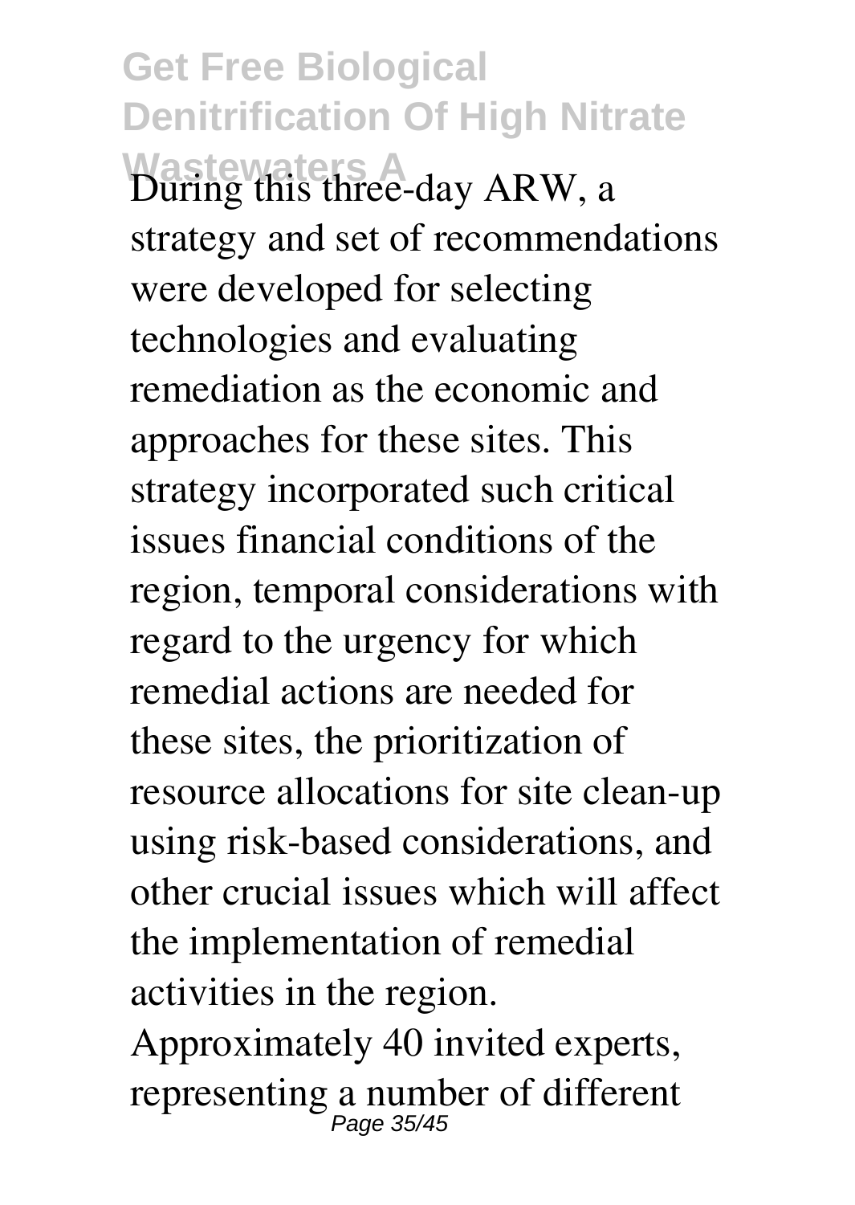During this three-day ARW, a strategy and set of recommendations were developed for selecting technologies and evaluating remediation as the economic and approaches for these sites. This strategy incorporated such critical issues financial conditions of the region, temporal considerations with regard to the urgency for which remedial actions are needed for these sites, the prioritization of resource allocations for site clean-up using risk-based considerations, and other crucial issues which will affect the implementation of remedial activities in the region.

Approximately 40 invited experts, representing a number of different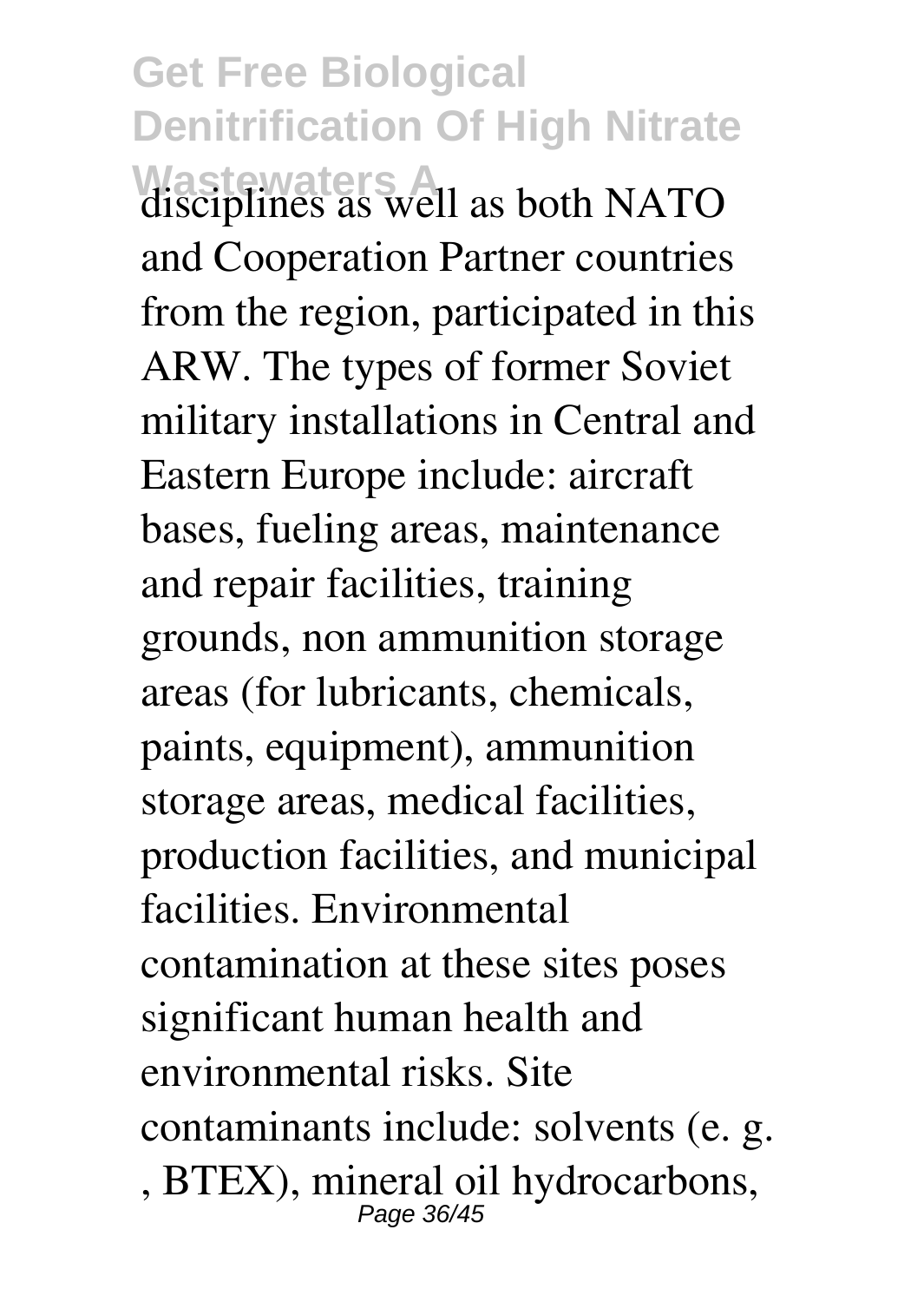disciplines as well as both NATO and Cooperation Partner countries from the region, participated in this ARW. The types of former Soviet military installations in Central and Eastern Europe include: aircraft bases, fueling areas, maintenance and repair facilities, training grounds, non ammunition storage areas (for lubricants, chemicals, paints, equipment), ammunition storage areas, medical facilities, production facilities, and municipal facilities. Environmental contamination at these sites poses significant human health and environmental risks. Site contaminants include: solvents (e. g. , BTEX), mineral oil hydrocarbons,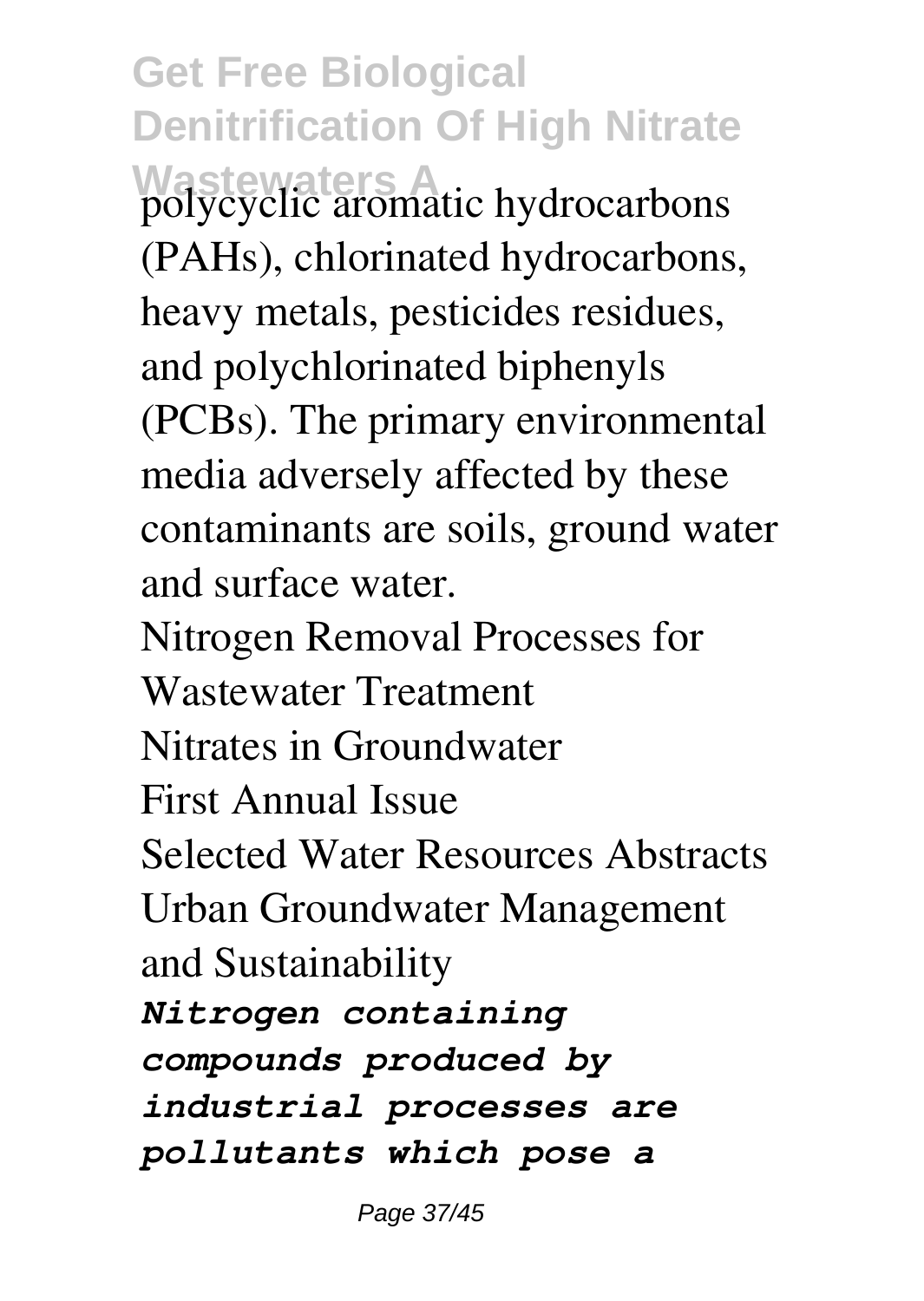polycyclic aromatic hydrocarbons (PAHs), chlorinated hydrocarbons, heavy metals, pesticides residues, and polychlorinated biphenyls (PCBs). The primary environmental media adversely affected by these contaminants are soils, ground water and surface water.

Nitrogen Removal Processes for Wastewater Treatment

Nitrates in Groundwater

First Annual Issue

Selected Water Resources Abstracts

Urban Groundwater Management and Sustainability

***Nitrogen containing compounds produced by industrial processes are pollutants which pose a***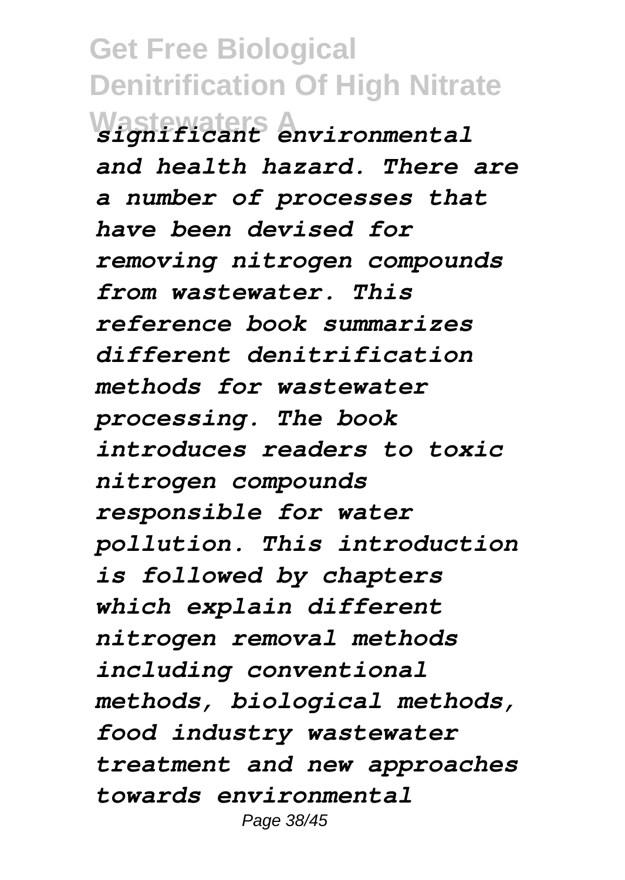*significant environmental and health hazard. There are a number of processes that have been devised for removing nitrogen compounds from wastewater. This reference book summarizes different denitrification methods for wastewater processing. The book introduces readers to toxic nitrogen compounds responsible for water pollution. This introduction is followed by chapters which explain different nitrogen removal methods including conventional methods, biological methods, food industry wastewater treatment and new approaches towards environmental*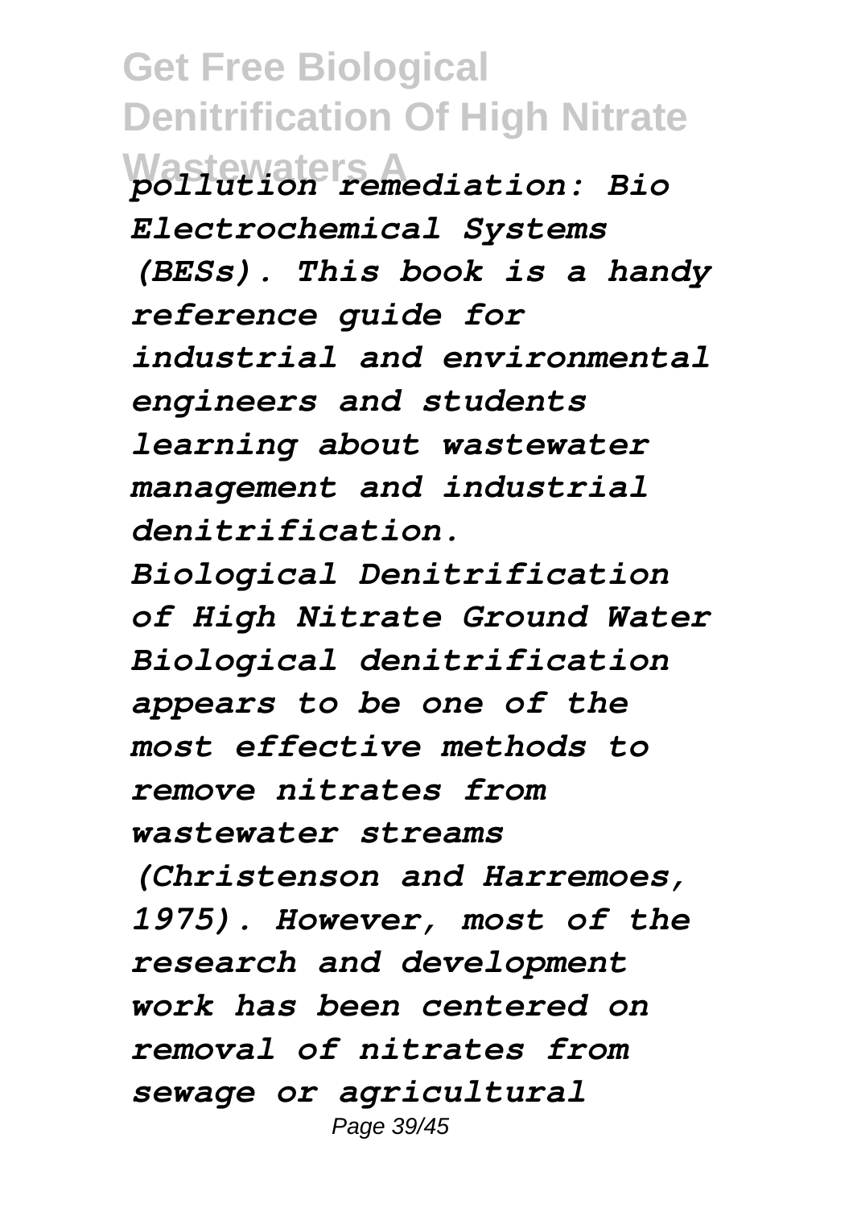*pollution remediation: Bio Electrochemical Systems (BESs). This book is a handy reference guide for industrial and environmental engineers and students learning about wastewater management and industrial denitrification.*

*Biological Denitrification of High Nitrate Ground Water Biological denitrification appears to be one of the most effective methods to remove nitrates from wastewater streams (Christenson and Harremoes, 1975). However, most of the research and development work has been centered on removal of nitrates from sewage or agricultural*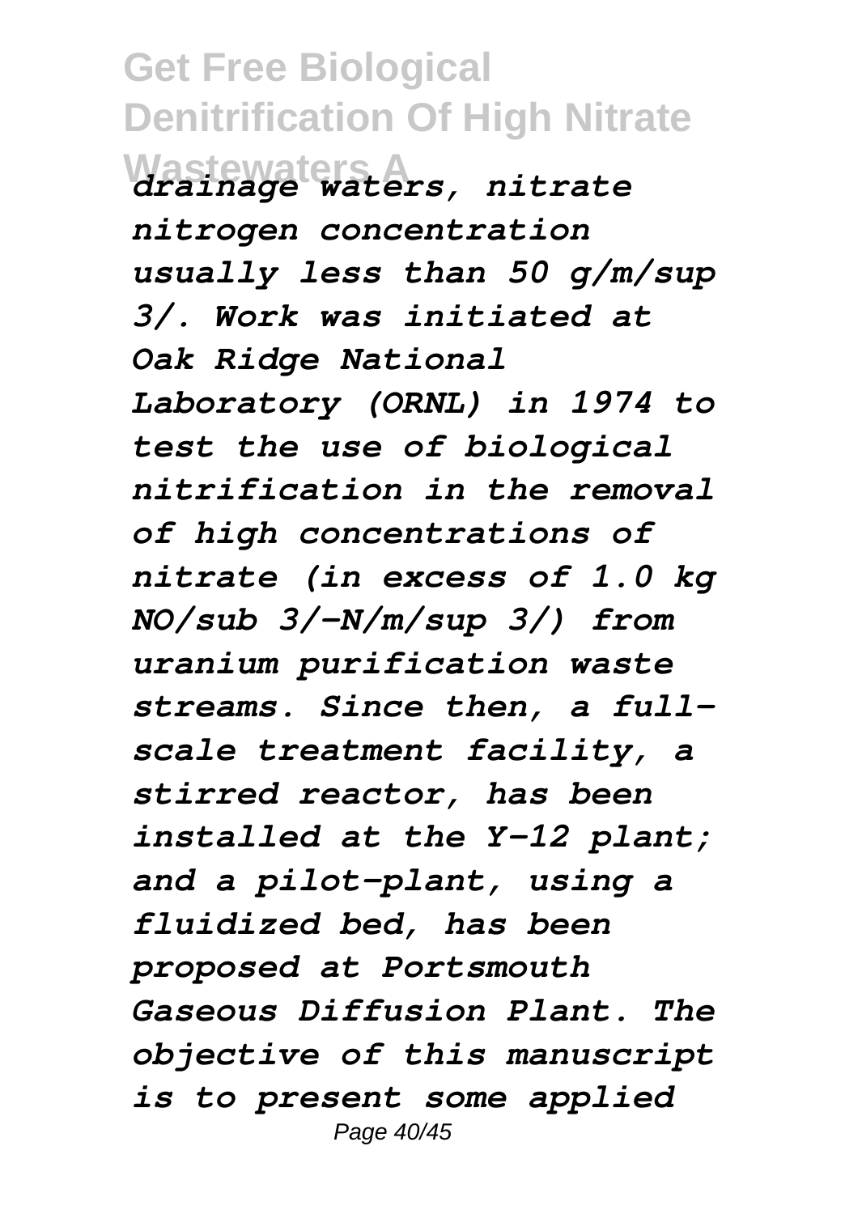*drainage waters, nitrate nitrogen concentration usually less than 50 g/m/sup 3/. Work was initiated at Oak Ridge National Laboratory (ORNL) in 1974 to test the use of biological nitrification in the removal of high concentrations of nitrate (in excess of 1.0 kg NO/sub 3/-N/m/sup 3/) from uranium purification waste streams. Since then, a full-scale treatment facility, a stirred reactor, has been installed at the Y-12 plant; and a pilot-plant, using a fluidized bed, has been proposed at Portsmouth Gaseous Diffusion Plant. The objective of this manuscript is to present some applied*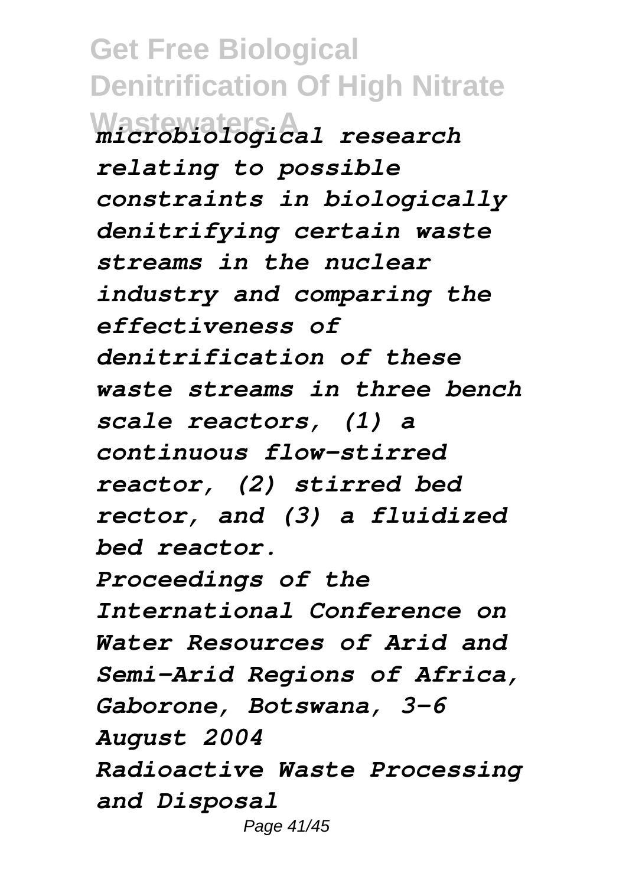*microbiological research relating to possible constraints in biologically denitrifying certain waste streams in the nuclear industry and comparing the effectiveness of denitrification of these waste streams in three bench scale reactors, (1) a continuous flow-stirred reactor, (2) stirred bed rector, and (3) a fluidized bed reactor.*

*Proceedings of the International Conference on Water Resources of Arid and Semi-Arid Regions of Africa, Gaborone, Botswana, 3-6 August 2004*

*Radioactive Waste Processing and Disposal*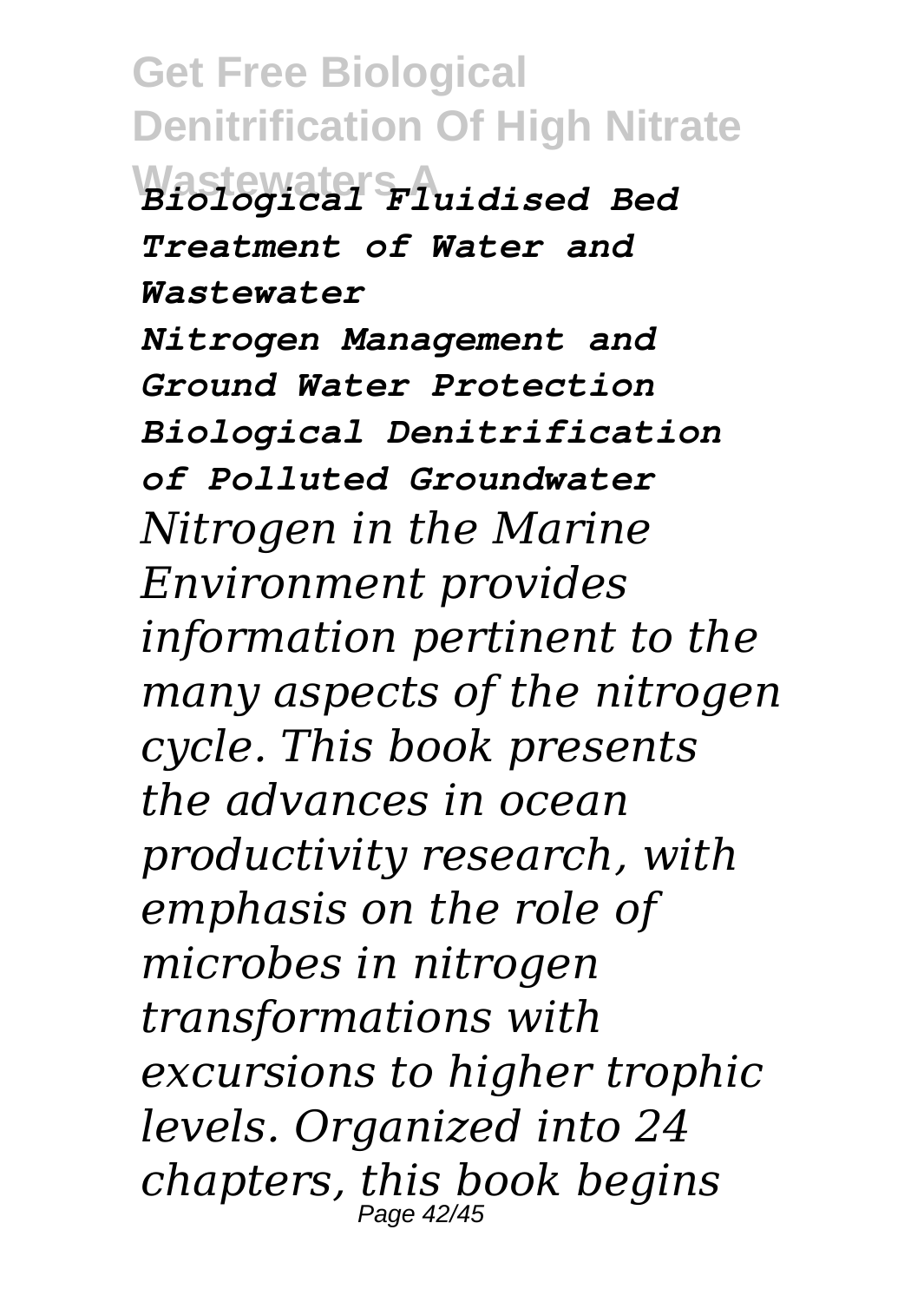*Biological Fluidised Bed Treatment of Water and Wastewater*

***Nitrogen Management and Ground Water Protection***

***Biological Denitrification of Polluted Groundwater***

*Nitrogen in the Marine Environment provides information pertinent to the many aspects of the nitrogen cycle. This book presents the advances in ocean productivity research, with emphasis on the role of microbes in nitrogen transformations with excursions to higher trophic levels. Organized into 24 chapters, this book begins*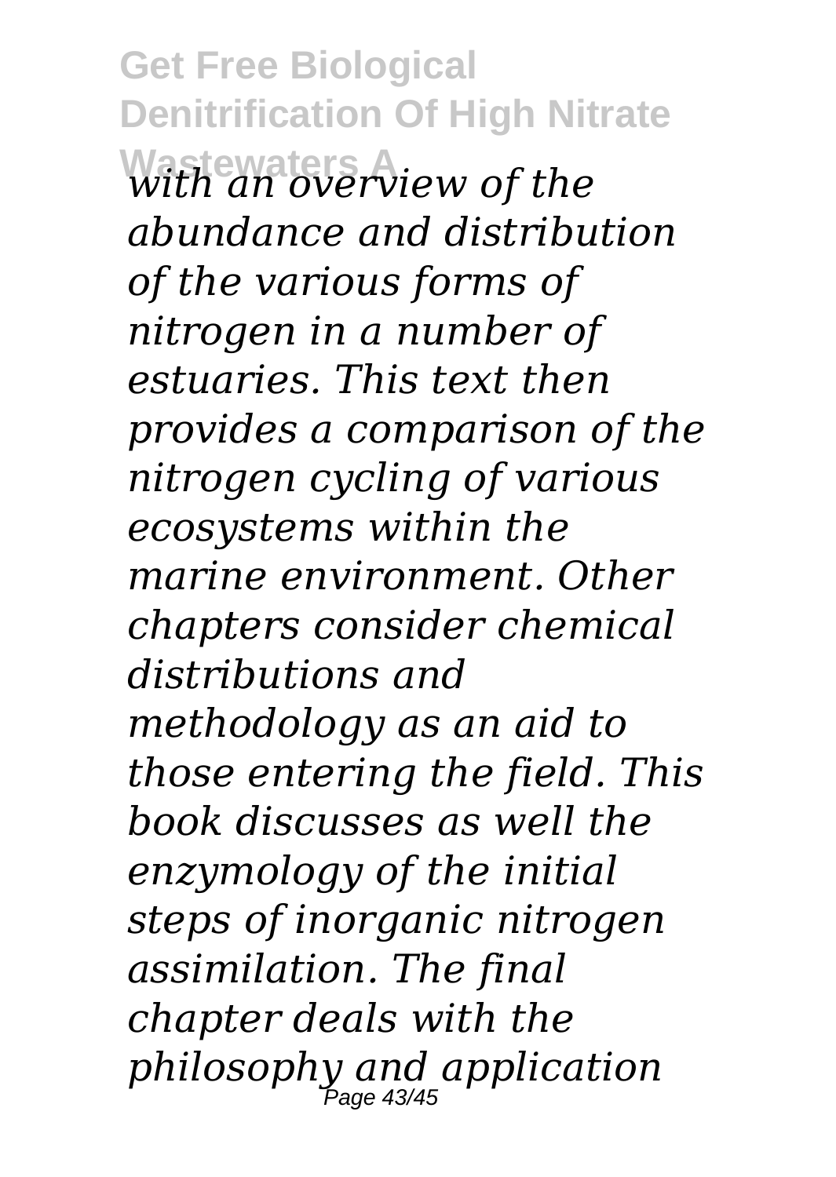*with an overview of the abundance and distribution of the various forms of nitrogen in a number of estuaries. This text then provides a comparison of the nitrogen cycling of various ecosystems within the marine environment. Other chapters consider chemical distributions and methodology as an aid to those entering the field. This book discusses as well the enzymology of the initial steps of inorganic nitrogen assimilation. The final chapter deals with the philosophy and application*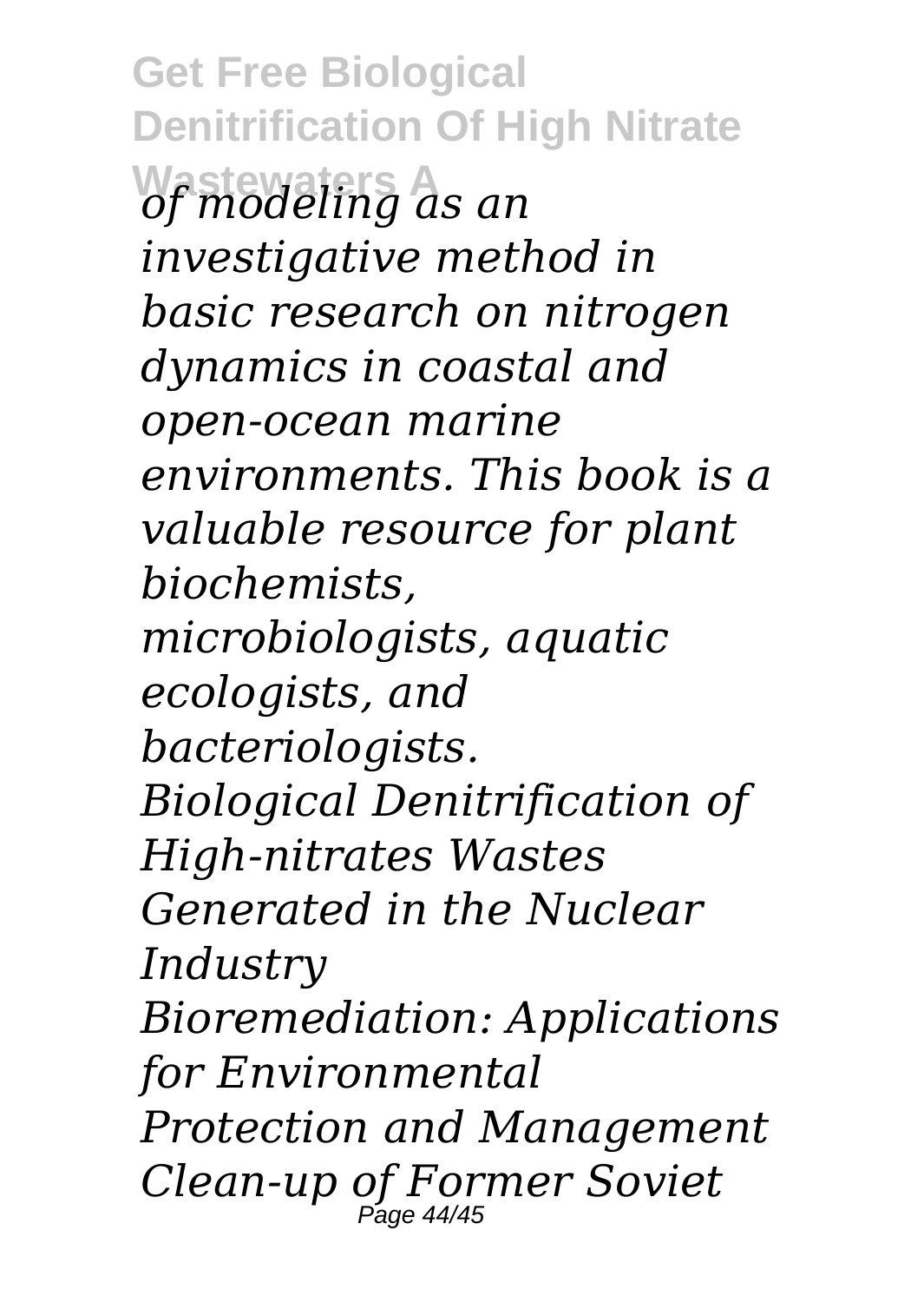*of modeling as an investigative method in basic research on nitrogen dynamics in coastal and open-ocean marine environments. This book is a valuable resource for plant biochemists, microbiologists, aquatic ecologists, and bacteriologists.*

*Biological Denitrification of High-nitrates Wastes Generated in the Nuclear Industry*

*Bioremediation: Applications for Environmental Protection and Management*

*Clean-up of Former Soviet*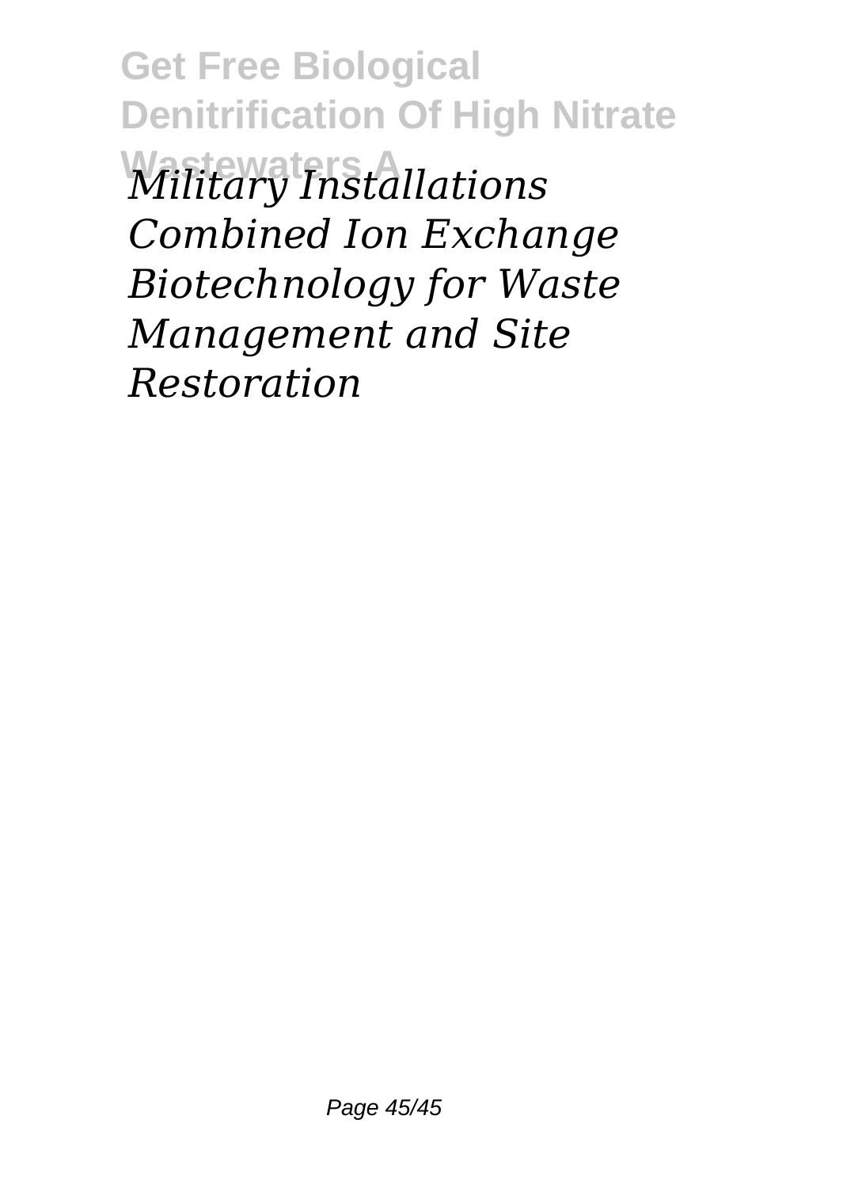*Military Installations*
*Combined Ion Exchange*
*Biotechnology for Waste Management and Site Restoration*